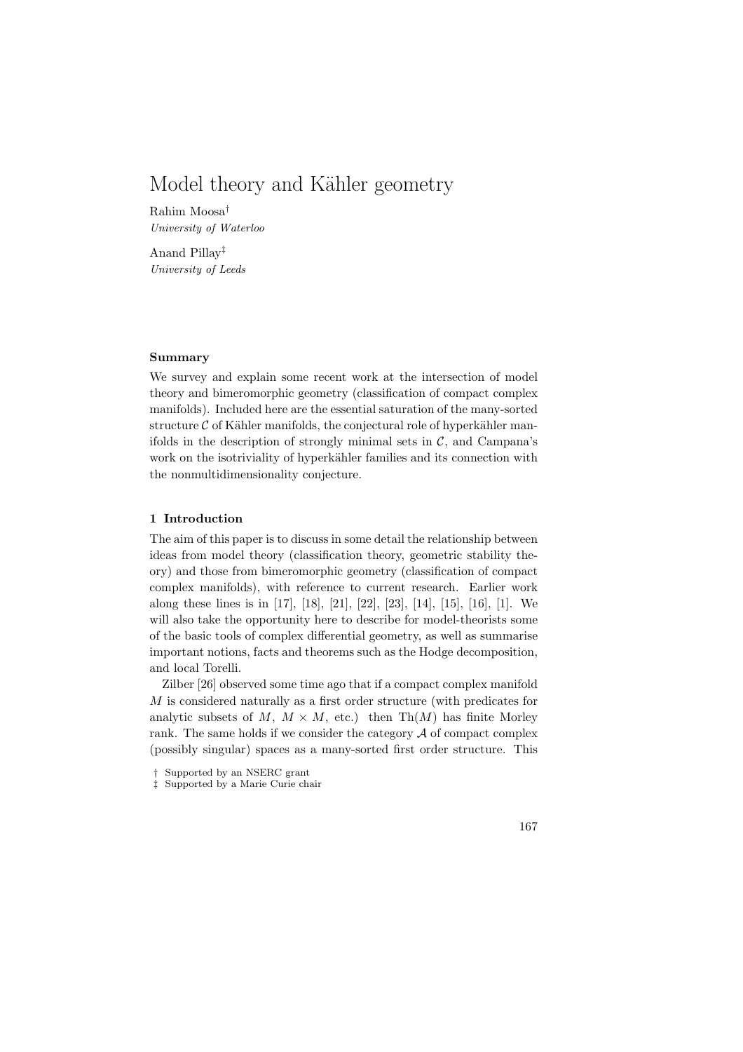# Model theory and Kähler geometry

Rahim Moosa†
*University of Waterloo*

Anand Pillay‡
*University of Leeds*

#### Summary

We survey and explain some recent work at the intersection of model theory and bimeromorphic geometry (classification of compact complex manifolds). Included here are the essential saturation of the many-sorted structure $\mathcal{C}$ of Kähler manifolds, the conjectural role of hyperkähler manifolds in the description of strongly minimal sets in $\mathcal{C}$, and Campana's work on the isotriviality of hyperkähler families and its connection with the nonmultidimensionality conjecture.

## 1 Introduction

The aim of this paper is to discuss in some detail the relationship between ideas from model theory (classification theory, geometric stability theory) and those from bimeromorphic geometry (classification of compact complex manifolds), with reference to current research. Earlier work along these lines is in [17], [18], [21], [22], [23], [14], [15], [16], [1]. We will also take the opportunity here to describe for model-theorists some of the basic tools of complex differential geometry, as well as summarise important notions, facts and theorems such as the Hodge decomposition, and local Torelli.

Zilber [26] observed some time ago that if a compact complex manifold $M$ is considered naturally as a first order structure (with predicates for analytic subsets of $M$, $M \times M$, etc.) then $\mathrm{Th}(M)$ has finite Morley rank. The same holds if we consider the category $\mathcal{A}$ of compact complex (possibly singular) spaces as a many-sorted first order structure. This

† Supported by an NSERC grant
‡ Supported by a Marie Curie chair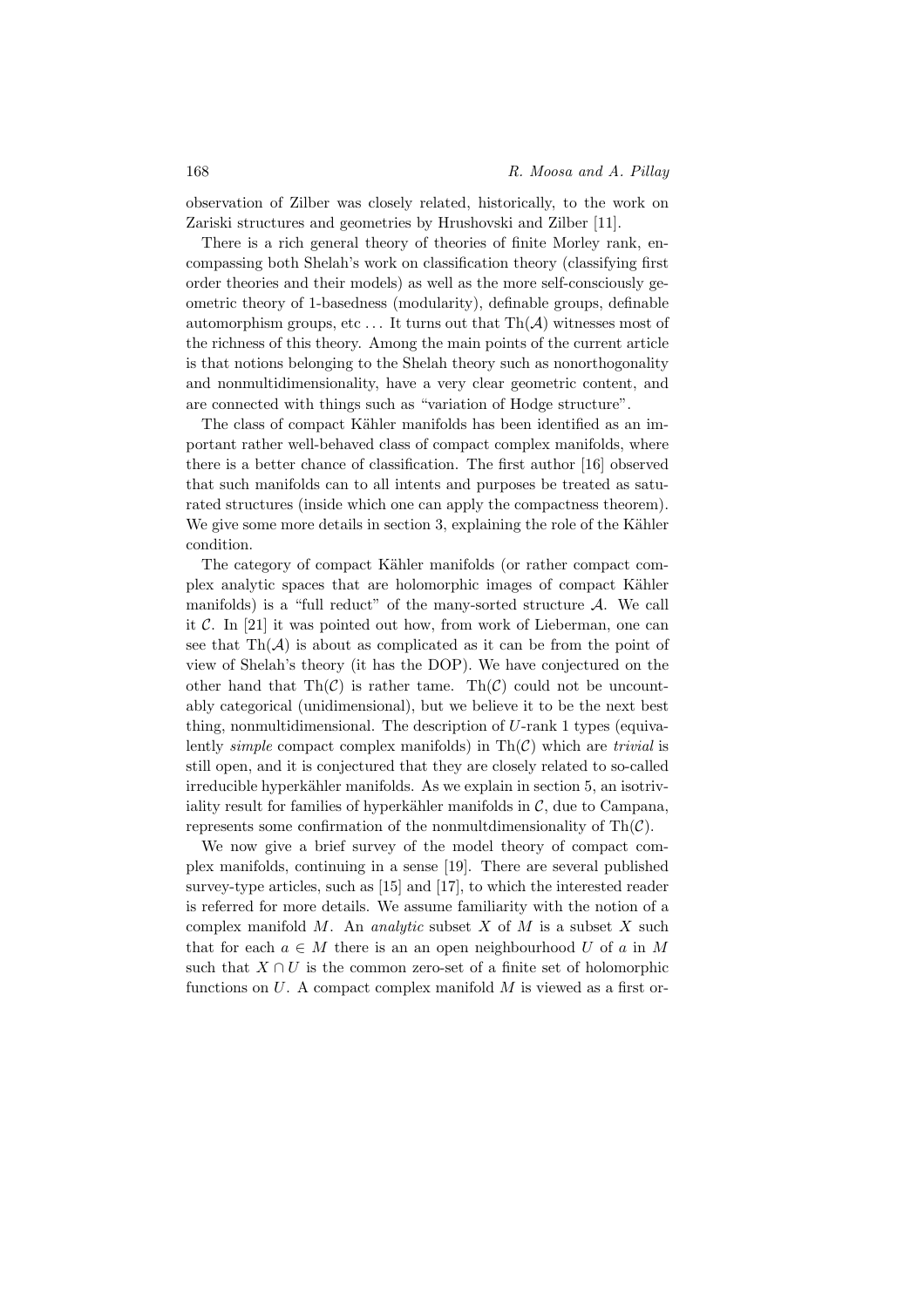observation of Zilber was closely related, historically, to the work on Zariski structures and geometries by Hrushovski and Zilber [11].

There is a rich general theory of theories of finite Morley rank, encompassing both Shelah's work on classification theory (classifying first order theories and their models) as well as the more self-consciously geometric theory of 1-basedness (modularity), definable groups, definable automorphism groups, etc ... It turns out that $\mathrm{Th}(\mathcal{A})$ witnesses most of the richness of this theory. Among the main points of the current article is that notions belonging to the Shelah theory such as nonorthogonality and nonmultidimensionality, have a very clear geometric content, and are connected with things such as "variation of Hodge structure".

The class of compact Kähler manifolds has been identified as an important rather well-behaved class of compact complex manifolds, where there is a better chance of classification. The first author [16] observed that such manifolds can to all intents and purposes be treated as saturated structures (inside which one can apply the compactness theorem). We give some more details in section 3, explaining the role of the Kähler condition.

The category of compact Kähler manifolds (or rather compact complex analytic spaces that are holomorphic images of compact Kähler manifolds) is a "full reduct" of the many-sorted structure $\mathcal{A}$. We call it $\mathcal{C}$. In [21] it was pointed out how, from work of Lieberman, one can see that $\mathrm{Th}(\mathcal{A})$ is about as complicated as it can be from the point of view of Shelah's theory (it has the DOP). We have conjectured on the other hand that $\mathrm{Th}(\mathcal{C})$ is rather tame. $\mathrm{Th}(\mathcal{C})$ could not be uncountably categorical (unidimensional), but we believe it to be the next best thing, nonmultidimensional. The description of $U$-rank 1 types (equivalently *simple* compact complex manifolds) in $\mathrm{Th}(\mathcal{C})$ which are *trivial* is still open, and it is conjectured that they are closely related to so-called irreducible hyperkähler manifolds. As we explain in section 5, an isotriviality result for families of hyperkähler manifolds in $\mathcal{C}$, due to Campana, represents some confirmation of the nonmultdimensionality of $\mathrm{Th}(\mathcal{C})$.

We now give a brief survey of the model theory of compact complex manifolds, continuing in a sense [19]. There are several published survey-type articles, such as [15] and [17], to which the interested reader is referred for more details. We assume familiarity with the notion of a complex manifold $M$. An *analytic* subset $X$ of $M$ is a subset $X$ such that for each $a \in M$ there is an an open neighbourhood $U$ of $a$ in $M$ such that $X \cap U$ is the common zero-set of a finite set of holomorphic functions on $U$. A compact complex manifold $M$ is viewed as a first or-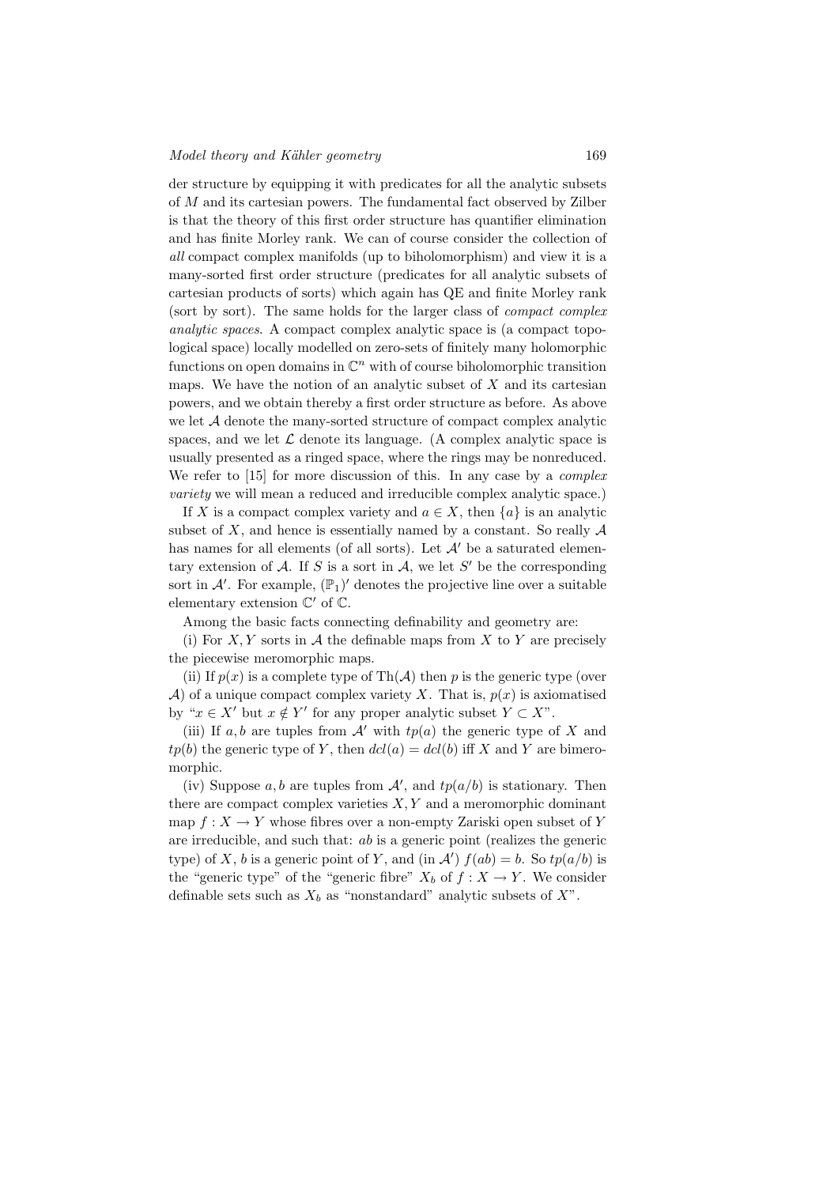der structure by equipping it with predicates for all the analytic subsets of $M$ and its cartesian powers. The fundamental fact observed by Zilber is that the theory of this first order structure has quantifier elimination and has finite Morley rank. We can of course consider the collection of *all* compact complex manifolds (up to biholomorphism) and view it is a many-sorted first order structure (predicates for all analytic subsets of cartesian products of sorts) which again has QE and finite Morley rank (sort by sort). The same holds for the larger class of *compact complex analytic spaces*. A compact complex analytic space is (a compact topological space) locally modelled on zero-sets of finitely many holomorphic functions on open domains in $\mathbb{C}^n$ with of course biholomorphic transition maps. We have the notion of an analytic subset of $X$ and its cartesian powers, and we obtain thereby a first order structure as before. As above we let $\mathcal{A}$ denote the many-sorted structure of compact complex analytic spaces, and we let $\mathcal{L}$ denote its language. (A complex analytic space is usually presented as a ringed space, where the rings may be nonreduced. We refer to [15] for more discussion of this. In any case by a *complex variety* we will mean a reduced and irreducible complex analytic space.)

If $X$ is a compact complex variety and $a \in X$, then $\{a\}$ is an analytic subset of $X$, and hence is essentially named by a constant. So really $\mathcal{A}$ has names for all elements (of all sorts). Let $\mathcal{A}'$ be a saturated elementary extension of $\mathcal{A}$. If $S$ is a sort in $\mathcal{A}$, we let $S'$ be the corresponding sort in $\mathcal{A}'$. For example, $(\mathbb{P}_1)'$ denotes the projective line over a suitable elementary extension $\mathbb{C}'$ of $\mathbb{C}$.

Among the basic facts connecting definability and geometry are:

(i) For $X, Y$ sorts in $\mathcal{A}$ the definable maps from $X$ to $Y$ are precisely the piecewise meromorphic maps.

(ii) If $p(x)$ is a complete type of $\mathrm{Th}(\mathcal{A})$ then $p$ is the generic type (over $\mathcal{A}$) of a unique compact complex variety $X$. That is, $p(x)$ is axiomatised by "$x \in X'$ but $x \notin Y'$ for any proper analytic subset $Y \subset X$".

(iii) If $a, b$ are tuples from $\mathcal{A}'$ with $tp(a)$ the generic type of $X$ and $tp(b)$ the generic type of $Y$, then $dcl(a) = dcl(b)$ iff $X$ and $Y$ are bimeromorphic.

(iv) Suppose $a, b$ are tuples from $\mathcal{A}'$, and $tp(a/b)$ is stationary. Then there are compact complex varieties $X, Y$ and a meromorphic dominant map $f : X \to Y$ whose fibres over a non-empty Zariski open subset of $Y$ are irreducible, and such that: $ab$ is a generic point (realizes the generic type) of $X$, $b$ is a generic point of $Y$, and (in $\mathcal{A}'$) $f(ab) = b$. So $tp(a/b)$ is the "generic type" of the "generic fibre" $X_b$ of $f : X \to Y$. We consider definable sets such as $X_b$ as "nonstandard" analytic subsets of $X$".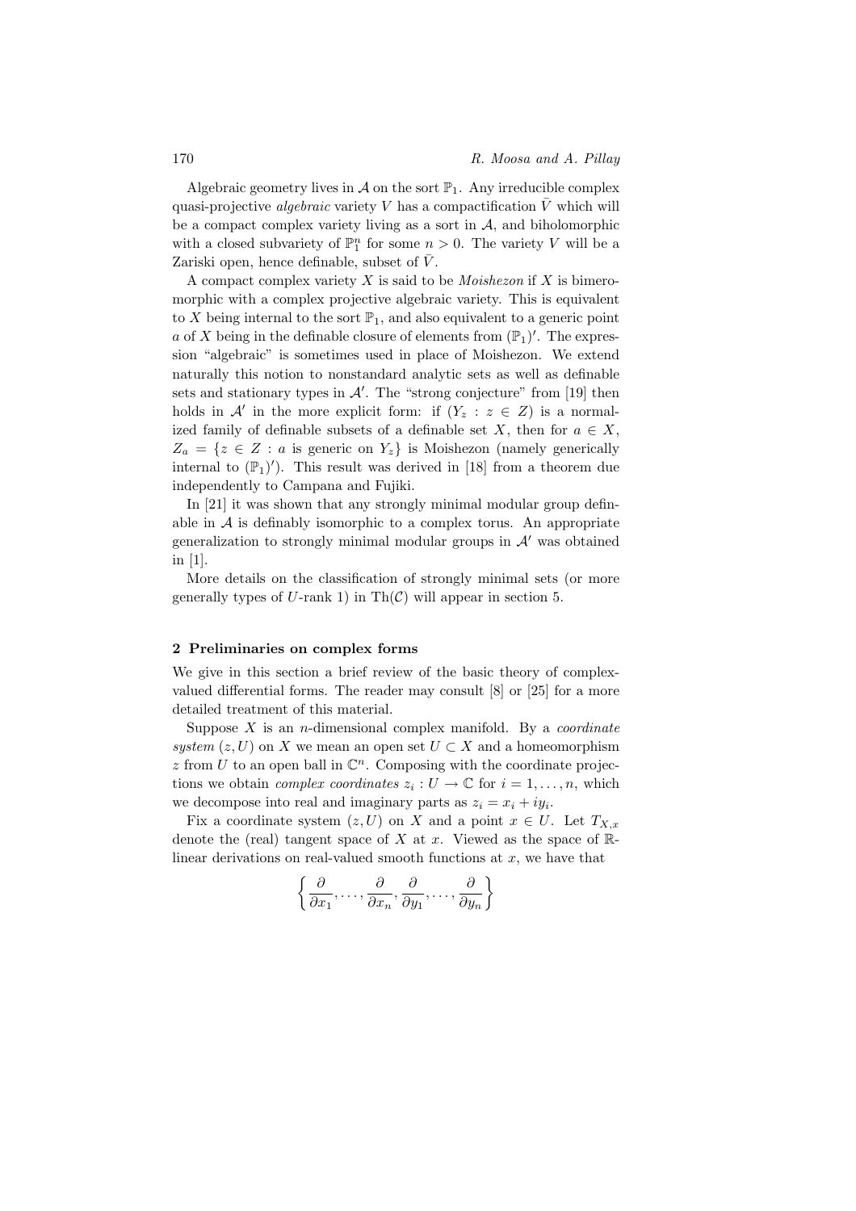Algebraic geometry lives in $\mathcal{A}$ on the sort $\mathbb{P}_1$. Any irreducible complex quasi-projective *algebraic* variety $V$ has a compactification $\bar{V}$ which will be a compact complex variety living as a sort in $\mathcal{A}$, and biholomorphic with a closed subvariety of $\mathbb{P}_1^n$ for some $n > 0$. The variety $V$ will be a Zariski open, hence definable, subset of $\bar{V}$.

A compact complex variety $X$ is said to be *Moishezon* if $X$ is bimeromorphic with a complex projective algebraic variety. This is equivalent to $X$ being internal to the sort $\mathbb{P}_1$, and also equivalent to a generic point $a$ of $X$ being in the definable closure of elements from $(\mathbb{P}_1)'$. The expression "algebraic" is sometimes used in place of Moishezon. We extend naturally this notion to nonstandard analytic sets as well as definable sets and stationary types in $\mathcal{A}'$. The "strong conjecture" from [19] then holds in $\mathcal{A}'$ in the more explicit form: if $(Y_z : z \in Z)$ is a normalized family of definable subsets of a definable set $X$, then for $a \in X$, $Z_a = \{z \in Z : a \text{ is generic on } Y_z\}$ is Moishezon (namely generically internal to $(\mathbb{P}_1)'$). This result was derived in [18] from a theorem due independently to Campana and Fujiki.

In [21] it was shown that any strongly minimal modular group definable in $\mathcal{A}$ is definably isomorphic to a complex torus. An appropriate generalization to strongly minimal modular groups in $\mathcal{A}'$ was obtained in [1].

More details on the classification of strongly minimal sets (or more generally types of $U$-rank 1) in $\mathrm{Th}(\mathcal{C})$ will appear in section 5.

## 2 Preliminaries on complex forms

We give in this section a brief review of the basic theory of complex-valued differential forms. The reader may consult [8] or [25] for a more detailed treatment of this material.

Suppose $X$ is an $n$-dimensional complex manifold. By a *coordinate system* $(z, U)$ on $X$ we mean an open set $U \subset X$ and a homeomorphism $z$ from $U$ to an open ball in $\mathbb{C}^n$. Composing with the coordinate projections we obtain *complex coordinates* $z_i : U \to \mathbb{C}$ for $i = 1, \ldots, n$, which we decompose into real and imaginary parts as $z_i = x_i + iy_i$.

Fix a coordinate system $(z, U)$ on $X$ and a point $x \in U$. Let $T_{X,x}$ denote the (real) tangent space of $X$ at $x$. Viewed as the space of $\mathbb{R}$-linear derivations on real-valued smooth functions at $x$, we have that

$$\left\{ \frac{\partial}{\partial x_1}, \ldots, \frac{\partial}{\partial x_n}, \frac{\partial}{\partial y_1}, \ldots, \frac{\partial}{\partial y_n} \right\}$$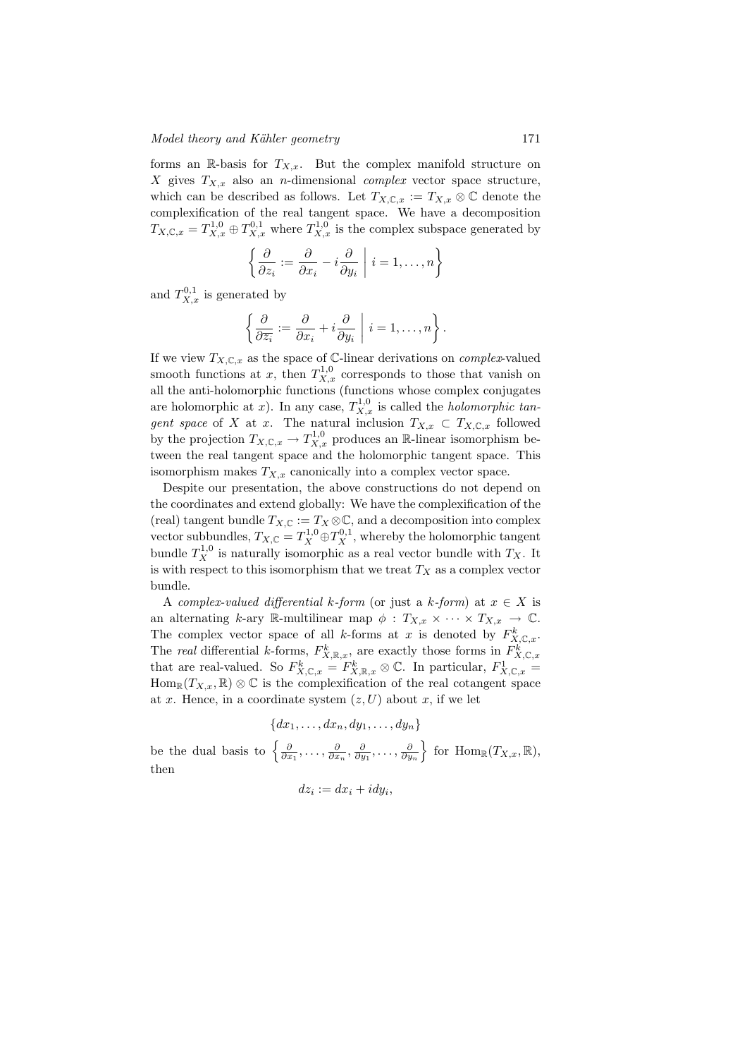forms an $\mathbb{R}$-basis for $T_{X,x}$. But the complex manifold structure on $X$ gives $T_{X,x}$ also an $n$-dimensional *complex* vector space structure, which can be described as follows. Let $T_{X,\mathbb{C},x} := T_{X,x} \otimes \mathbb{C}$ denote the complexification of the real tangent space. We have a decomposition $T_{X,\mathbb{C},x} = T^{1,0}_{X,x} \oplus T^{0,1}_{X,x}$ where $T^{1,0}_{X,x}$ is the complex subspace generated by

$$\left\{ \frac{\partial}{\partial z_i} := \frac{\partial}{\partial x_i} - i\frac{\partial}{\partial y_i} \;\middle|\; i = 1, \ldots, n \right\}$$

and $T^{0,1}_{X,x}$ is generated by

$$\left\{ \frac{\partial}{\partial \overline{z_i}} := \frac{\partial}{\partial x_i} + i\frac{\partial}{\partial y_i} \;\middle|\; i = 1, \ldots, n \right\}.$$

If we view $T_{X,\mathbb{C},x}$ as the space of $\mathbb{C}$-linear derivations on *complex*-valued smooth functions at $x$, then $T^{1,0}_{X,x}$ corresponds to those that vanish on all the anti-holomorphic functions (functions whose complex conjugates are holomorphic at $x$). In any case, $T^{1,0}_{X,x}$ is called the *holomorphic tangent space* of $X$ at $x$. The natural inclusion $T_{X,x} \subset T_{X,\mathbb{C},x}$ followed by the projection $T_{X,\mathbb{C},x} \to T^{1,0}_{X,x}$ produces an $\mathbb{R}$-linear isomorphism between the real tangent space and the holomorphic tangent space. This isomorphism makes $T_{X,x}$ canonically into a complex vector space.

Despite our presentation, the above constructions do not depend on the coordinates and extend globally: We have the complexification of the (real) tangent bundle $T_{X,\mathbb{C}} := T_X \otimes \mathbb{C}$, and a decomposition into complex vector subbundles, $T_{X,\mathbb{C}} = T^{1,0}_X \oplus T^{0,1}_X$, whereby the holomorphic tangent bundle $T^{1,0}_X$ is naturally isomorphic as a real vector bundle with $T_X$. It is with respect to this isomorphism that we treat $T_X$ as a complex vector bundle.

A *complex-valued differential $k$-form* (or just a *$k$-form*) at $x \in X$ is an alternating $k$-ary $\mathbb{R}$-multilinear map $\phi : T_{X,x} \times \cdots \times T_{X,x} \to \mathbb{C}$. The complex vector space of all $k$-forms at $x$ is denoted by $F^k_{X,\mathbb{C},x}$. The *real* differential $k$-forms, $F^k_{X,\mathbb{R},x}$, are exactly those forms in $F^k_{X,\mathbb{C},x}$ that are real-valued. So $F^k_{X,\mathbb{C},x} = F^k_{X,\mathbb{R},x} \otimes \mathbb{C}$. In particular, $F^1_{X,\mathbb{C},x} = \mathrm{Hom}_{\mathbb{R}}(T_{X,x}, \mathbb{R}) \otimes \mathbb{C}$ is the complexification of the real cotangent space at $x$. Hence, in a coordinate system $(z, U)$ about $x$, if we let

$$\{dx_1, \ldots, dx_n, dy_1, \ldots, dy_n\}$$

be the dual basis to $\left\{ \frac{\partial}{\partial x_1}, \ldots, \frac{\partial}{\partial x_n}, \frac{\partial}{\partial y_1}, \ldots, \frac{\partial}{\partial y_n} \right\}$ for $\mathrm{Hom}_{\mathbb{R}}(T_{X,x}, \mathbb{R})$, then

$$dz_i := dx_i + i dy_i,$$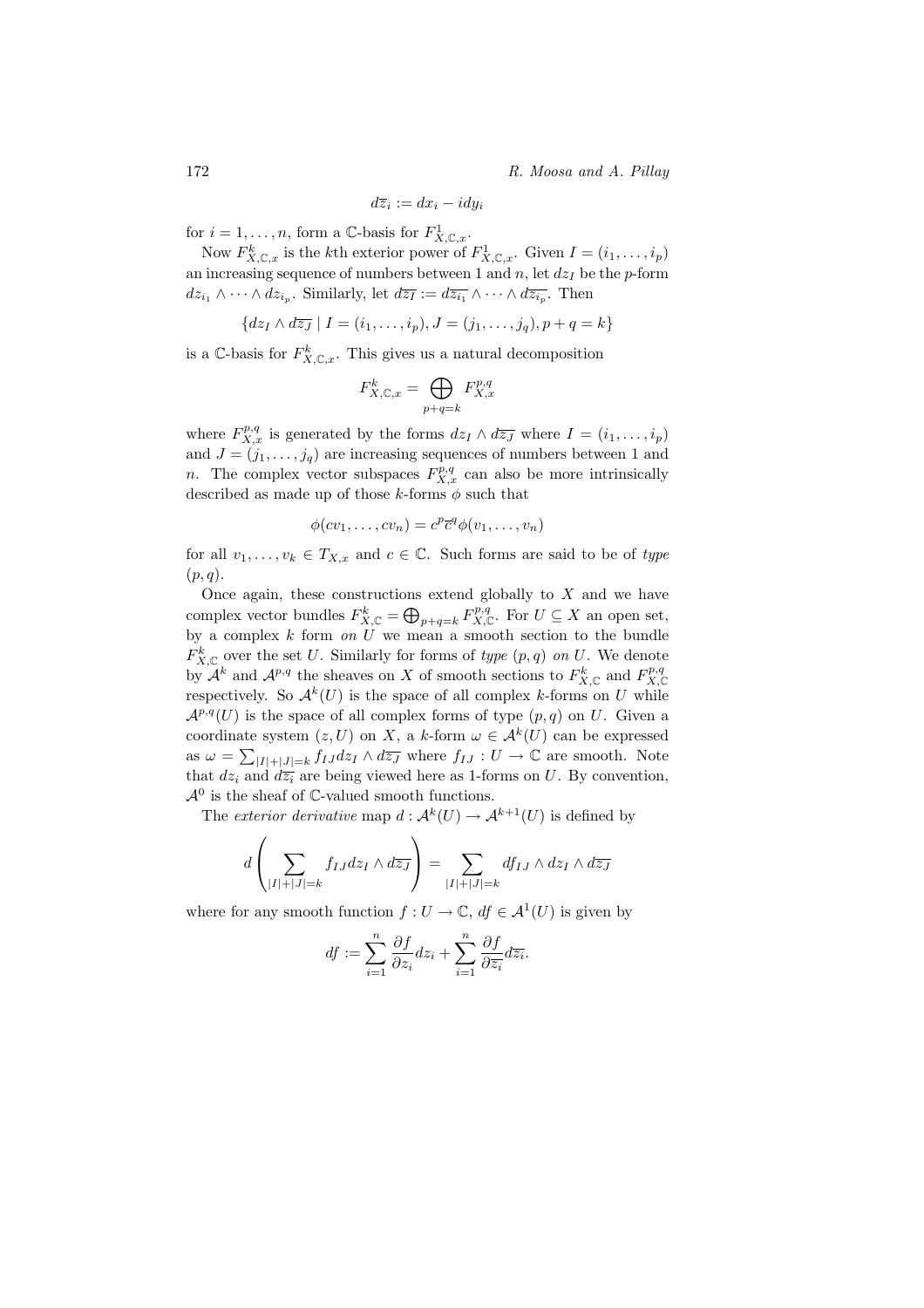$$d\overline{z}_i := dx_i - idy_i$$

for $i = 1, \ldots, n$, form a $\mathbb{C}$-basis for $F^1_{X,\mathbb{C},x}$.

Now $F^k_{X,\mathbb{C},x}$ is the $k$th exterior power of $F^1_{X,\mathbb{C},x}$. Given $I = (i_1, \ldots, i_p)$ an increasing sequence of numbers between 1 and $n$, let $dz_I$ be the $p$-form $dz_{i_1} \wedge \cdots \wedge dz_{i_p}$. Similarly, let $d\overline{z_I} := d\overline{z_{i_1}} \wedge \cdots \wedge d\overline{z_{i_p}}$. Then

$$\{dz_I \wedge d\overline{z_J} \mid I = (i_1, \ldots, i_p), J = (j_1, \ldots, j_q), p + q = k\}$$

is a $\mathbb{C}$-basis for $F^k_{X,\mathbb{C},x}$. This gives us a natural decomposition

$$F^k_{X,\mathbb{C},x} = \bigoplus_{p+q=k} F^{p,q}_{X,x}$$

where $F^{p,q}_{X,x}$ is generated by the forms $dz_I \wedge d\overline{z_J}$ where $I = (i_1, \ldots, i_p)$ and $J = (j_1, \ldots, j_q)$ are increasing sequences of numbers between 1 and $n$. The complex vector subspaces $F^{p,q}_{X,x}$ can also be more intrinsically described as made up of those $k$-forms $\phi$ such that

$$\phi(cv_1, \ldots, cv_n) = c^p \overline{c}^q \phi(v_1, \ldots, v_n)$$

for all $v_1, \ldots, v_k \in T_{X,x}$ and $c \in \mathbb{C}$. Such forms are said to be of *type* $(p, q)$.

Once again, these constructions extend globally to $X$ and we have complex vector bundles $F^k_{X,\mathbb{C}} = \bigoplus_{p+q=k} F^{p,q}_{X,\mathbb{C}}$. For $U \subseteq X$ an open set, by a complex $k$ form *on* $U$ we mean a smooth section to the bundle $F^k_{X,\mathbb{C}}$ over the set $U$. Similarly for forms of *type* $(p, q)$ *on* $U$. We denote by $\mathcal{A}^k$ and $\mathcal{A}^{p,q}$ the sheaves on $X$ of smooth sections to $F^k_{X,\mathbb{C}}$ and $F^{p,q}_{X,\mathbb{C}}$ respectively. So $\mathcal{A}^k(U)$ is the space of all complex $k$-forms on $U$ while $\mathcal{A}^{p,q}(U)$ is the space of all complex forms of type $(p, q)$ on $U$. Given a coordinate system $(z, U)$ on $X$, a $k$-form $\omega \in \mathcal{A}^k(U)$ can be expressed as $\omega = \sum_{|I|+|J|=k} f_{IJ} dz_I \wedge d\overline{z_J}$ where $f_{IJ} : U \to \mathbb{C}$ are smooth. Note that $dz_i$ and $d\overline{z_i}$ are being viewed here as 1-forms on $U$. By convention, $\mathcal{A}^0$ is the sheaf of $\mathbb{C}$-valued smooth functions.

The *exterior derivative* map $d : \mathcal{A}^k(U) \to \mathcal{A}^{k+1}(U)$ is defined by

$$d\left(\sum_{|I|+|J|=k} f_{IJ} dz_I \wedge d\overline{z_J}\right) = \sum_{|I|+|J|=k} df_{IJ} \wedge dz_I \wedge d\overline{z_J}$$

where for any smooth function $f : U \to \mathbb{C}$, $df \in \mathcal{A}^1(U)$ is given by

$$df := \sum_{i=1}^{n} \frac{\partial f}{\partial z_i} dz_i + \sum_{i=1}^{n} \frac{\partial f}{\partial \overline{z_i}} d\overline{z_i}.$$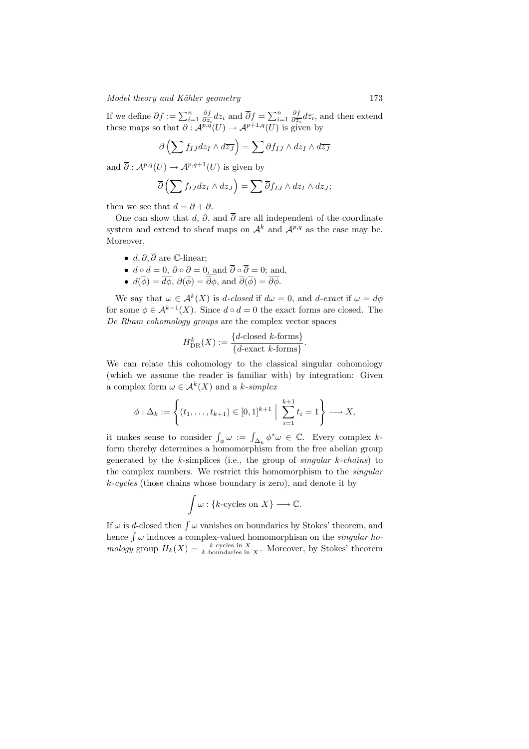If we define $\partial f := \sum_{i=1}^n \frac{\partial f}{\partial z_i} dz_i$ and $\overline{\partial} f = \sum_{i=1}^n \frac{\partial f}{\partial \overline{z_i}} d\overline{z_i}$, and then extend these maps so that $\partial : \mathcal{A}^{p,q}(U) \to \mathcal{A}^{p+1,q}(U)$ is given by

$$\partial \left( \sum f_{IJ} dz_I \wedge d\overline{z_J} \right) = \sum \partial f_{IJ} \wedge dz_I \wedge d\overline{z_J}$$

and $\overline{\partial} : \mathcal{A}^{p,q}(U) \to \mathcal{A}^{p,q+1}(U)$ is given by

$$\overline{\partial} \left( \sum f_{IJ} dz_I \wedge d\overline{z_J} \right) = \sum \overline{\partial} f_{IJ} \wedge dz_I \wedge d\overline{z_J};$$

then we see that $d = \partial + \overline{\partial}$.

One can show that $d$, $\partial$, and $\overline{\partial}$ are all independent of the coordinate system and extend to sheaf maps on $\mathcal{A}^k$ and $\mathcal{A}^{p,q}$ as the case may be. Moreover,

- $d, \partial, \overline{\partial}$ are $\mathbb{C}$-linear;
- $d \circ d = 0$, $\partial \circ \partial = 0$, and $\overline{\partial} \circ \overline{\partial} = 0$; and,
- $d(\overline{\phi}) = \overline{d\phi}$, $\partial(\overline{\phi}) = \overline{\overline{\partial}\phi}$, and $\overline{\partial}(\overline{\phi}) = \overline{\partial\phi}$.

We say that $\omega \in \mathcal{A}^k(X)$ is *$d$-closed* if $d\omega = 0$, and *$d$-exact* if $\omega = d\phi$ for some $\phi \in \mathcal{A}^{k-1}(X)$. Since $d \circ d = 0$ the exact forms are closed. The *De Rham cohomology groups* are the complex vector spaces

$$H^k_{\mathrm{DR}}(X) := \frac{\{d\text{-closed } k\text{-forms}\}}{\{d\text{-exact } k\text{-forms}\}}.$$

We can relate this cohomology to the classical singular cohomology (which we assume the reader is familiar with) by integration: Given a complex form $\omega \in \mathcal{A}^k(X)$ and a *$k$-simplex*

$$\phi : \Delta_k := \left\{ (t_1, \ldots, t_{k+1}) \in [0,1]^{k+1} \;\Big|\; \sum_{i=1}^{k+1} t_i = 1 \right\} \longrightarrow X,$$

it makes sense to consider $\int_\phi \omega := \int_{\Delta_k} \phi^* \omega \in \mathbb{C}$. Every complex $k$-form thereby determines a homomorphism from the free abelian group generated by the $k$-simplices (i.e., the group of *singular $k$-chains*) to the complex numbers. We restrict this homomorphism to the *singular $k$-cycles* (those chains whose boundary is zero), and denote it by

$$\int \omega : \{k\text{-cycles on } X\} \longrightarrow \mathbb{C}.$$

If $\omega$ is $d$-closed then $\int \omega$ vanishes on boundaries by Stokes' theorem, and hence $\int \omega$ induces a complex-valued homomorphism on the *singular homology* group $H_k(X) = \frac{k\text{-cycles in } X}{k\text{-boundaries in } X}$. Moreover, by Stokes' theorem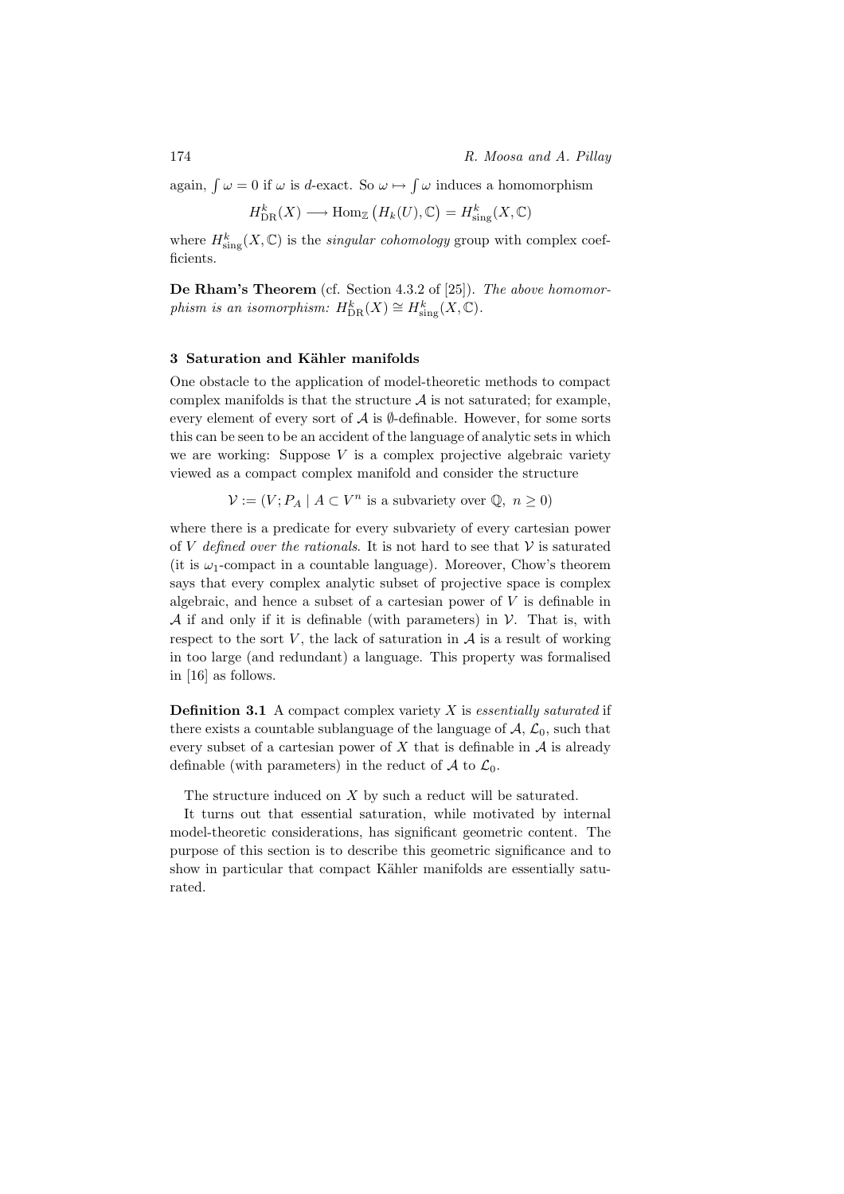again, $\int \omega = 0$ if $\omega$ is $d$-exact. So $\omega \mapsto \int \omega$ induces a homomorphism

$$H^k_{\mathrm{DR}}(X) \longrightarrow \mathrm{Hom}_{\mathbb{Z}}\big(H_k(U), \mathbb{C}\big) = H^k_{\mathrm{sing}}(X, \mathbb{C})$$

where $H^k_{\mathrm{sing}}(X, \mathbb{C})$ is the *singular cohomology* group with complex coefficients.

**De Rham's Theorem** (cf. Section 4.3.2 of [25]). *The above homomorphism is an isomorphism:* $H^k_{\mathrm{DR}}(X) \cong H^k_{\mathrm{sing}}(X, \mathbb{C})$.

## 3 Saturation and Kähler manifolds

One obstacle to the application of model-theoretic methods to compact complex manifolds is that the structure $\mathcal{A}$ is not saturated; for example, every element of every sort of $\mathcal{A}$ is $\emptyset$-definable. However, for some sorts this can be seen to be an accident of the language of analytic sets in which we are working: Suppose $V$ is a complex projective algebraic variety viewed as a compact complex manifold and consider the structure

$$\mathcal{V} := (V; P_A \mid A \subset V^n \text{ is a subvariety over } \mathbb{Q},\ n \geq 0)$$

where there is a predicate for every subvariety of every cartesian power of $V$ *defined over the rationals*. It is not hard to see that $\mathcal{V}$ is saturated (it is $\omega_1$-compact in a countable language). Moreover, Chow's theorem says that every complex analytic subset of projective space is complex algebraic, and hence a subset of a cartesian power of $V$ is definable in $\mathcal{A}$ if and only if it is definable (with parameters) in $\mathcal{V}$. That is, with respect to the sort $V$, the lack of saturation in $\mathcal{A}$ is a result of working in too large (and redundant) a language. This property was formalised in [16] as follows.

**Definition 3.1** A compact complex variety $X$ is *essentially saturated* if there exists a countable sublanguage of the language of $\mathcal{A}$, $\mathcal{L}_0$, such that every subset of a cartesian power of $X$ that is definable in $\mathcal{A}$ is already definable (with parameters) in the reduct of $\mathcal{A}$ to $\mathcal{L}_0$.

The structure induced on $X$ by such a reduct will be saturated.

It turns out that essential saturation, while motivated by internal model-theoretic considerations, has significant geometric content. The purpose of this section is to describe this geometric significance and to show in particular that compact Kähler manifolds are essentially saturated.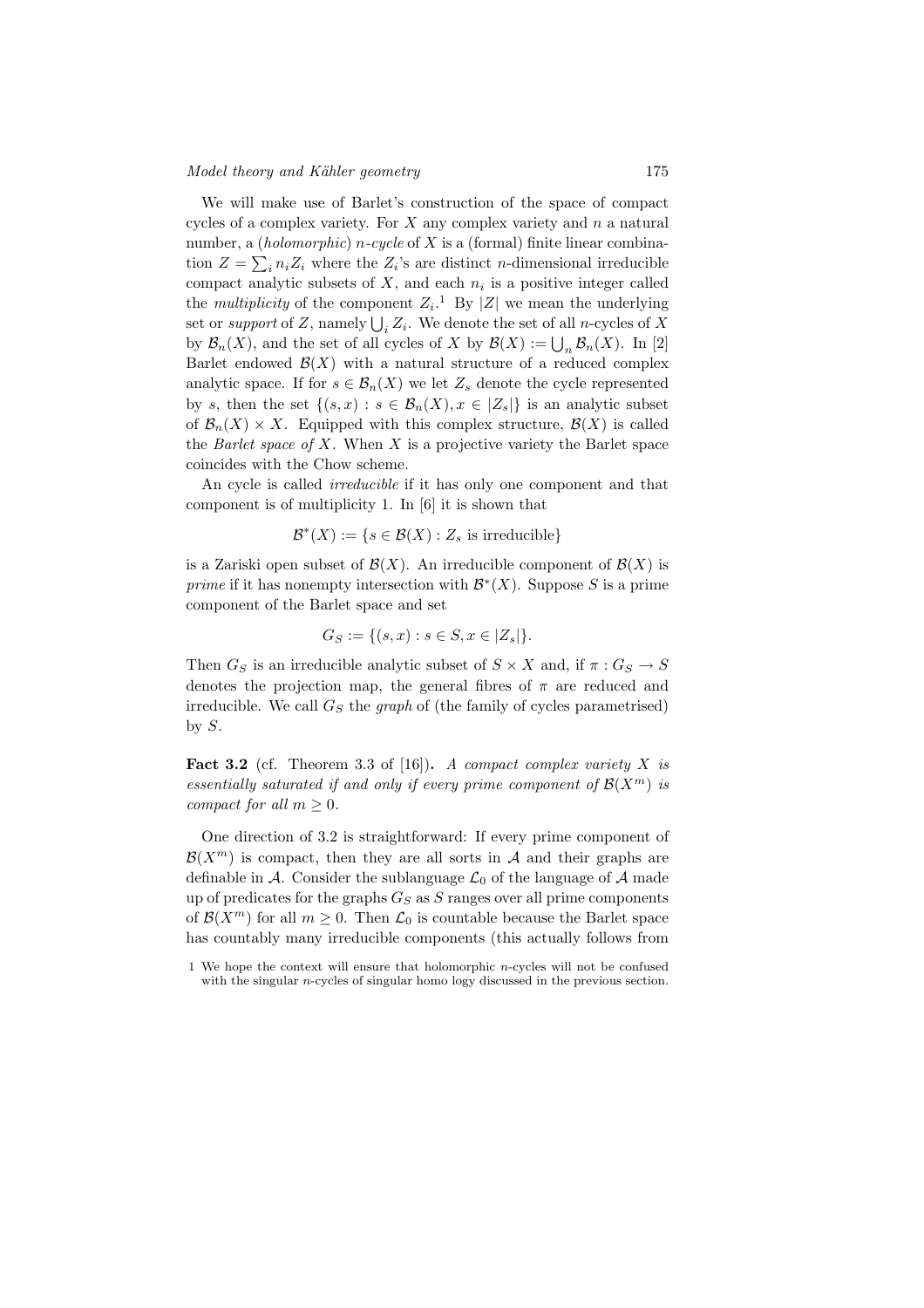We will make use of Barlet's construction of the space of compact cycles of a complex variety. For $X$ any complex variety and $n$ a natural number, a (*holomorphic*) *$n$-cycle* of $X$ is a (formal) finite linear combination $Z = \sum_i n_i Z_i$ where the $Z_i$'s are distinct $n$-dimensional irreducible compact analytic subsets of $X$, and each $n_i$ is a positive integer called the *multiplicity* of the component $Z_i$.[1] By $|Z|$ we mean the underlying set or *support* of $Z$, namely $\bigcup_i Z_i$. We denote the set of all $n$-cycles of $X$ by $\mathcal{B}_n(X)$, and the set of all cycles of $X$ by $\mathcal{B}(X) := \bigcup_n \mathcal{B}_n(X)$. In [2] Barlet endowed $\mathcal{B}(X)$ with a natural structure of a reduced complex analytic space. If for $s \in \mathcal{B}_n(X)$ we let $Z_s$ denote the cycle represented by $s$, then the set $\{(s, x) : s \in \mathcal{B}_n(X), x \in |Z_s|\}$ is an analytic subset of $\mathcal{B}_n(X) \times X$. Equipped with this complex structure, $\mathcal{B}(X)$ is called the *Barlet space of $X$*. When $X$ is a projective variety the Barlet space coincides with the Chow scheme.

An cycle is called *irreducible* if it has only one component and that component is of multiplicity 1. In [6] it is shown that

$$\mathcal{B}^*(X) := \{s \in \mathcal{B}(X) : Z_s \text{ is irreducible}\}$$

is a Zariski open subset of $\mathcal{B}(X)$. An irreducible component of $\mathcal{B}(X)$ is *prime* if it has nonempty intersection with $\mathcal{B}^*(X)$. Suppose $S$ is a prime component of the Barlet space and set

$$G_S := \{(s, x) : s \in S, x \in |Z_s|\}.$$

Then $G_S$ is an irreducible analytic subset of $S \times X$ and, if $\pi : G_S \to S$ denotes the projection map, the general fibres of $\pi$ are reduced and irreducible. We call $G_S$ the *graph* of (the family of cycles parametrised) by $S$.

**Fact 3.2** (cf. Theorem 3.3 of [16])**.** *A compact complex variety $X$ is essentially saturated if and only if every prime component of $\mathcal{B}(X^m)$ is compact for all $m \geq 0$.*

One direction of 3.2 is straightforward: If every prime component of $\mathcal{B}(X^m)$ is compact, then they are all sorts in $\mathcal{A}$ and their graphs are definable in $\mathcal{A}$. Consider the sublanguage $\mathcal{L}_0$ of the language of $\mathcal{A}$ made up of predicates for the graphs $G_S$ as $S$ ranges over all prime components of $\mathcal{B}(X^m)$ for all $m \geq 0$. Then $\mathcal{L}_0$ is countable because the Barlet space has countably many irreducible components (this actually follows from

[1] We hope the context will ensure that holomorphic $n$-cycles will not be confused with the singular $n$-cycles of singular homo logy discussed in the previous section.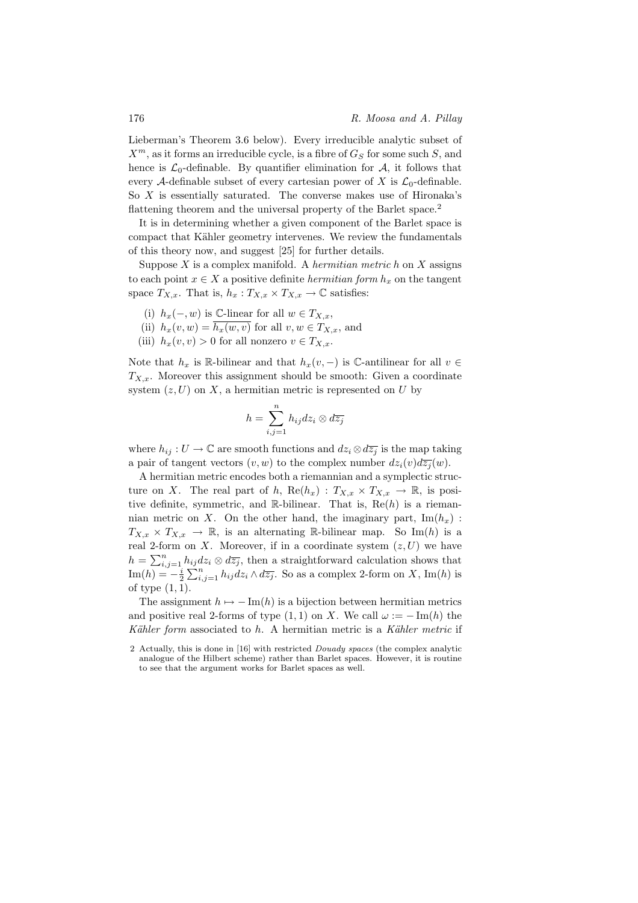Lieberman's Theorem 3.6 below). Every irreducible analytic subset of $X^m$, as it forms an irreducible cycle, is a fibre of $G_S$ for some such $S$, and hence is $\mathcal{L}_0$-definable. By quantifier elimination for $\mathcal{A}$, it follows that every $\mathcal{A}$-definable subset of every cartesian power of $X$ is $\mathcal{L}_0$-definable. So $X$ is essentially saturated. The converse makes use of Hironaka's flattening theorem and the universal property of the Barlet space.[2]

It is in determining whether a given component of the Barlet space is compact that Kähler geometry intervenes. We review the fundamentals of this theory now, and suggest [25] for further details.

Suppose $X$ is a complex manifold. A *hermitian metric* $h$ on $X$ assigns to each point $x \in X$ a positive definite *hermitian form* $h_x$ on the tangent space $T_{X,x}$. That is, $h_x : T_{X,x} \times T_{X,x} \to \mathbb{C}$ satisfies:

(i) $h_x(-, w)$ is $\mathbb{C}$-linear for all $w \in T_{X,x}$,
(ii) $h_x(v, w) = \overline{h_x(w, v)}$ for all $v, w \in T_{X,x}$, and
(iii) $h_x(v, v) > 0$ for all nonzero $v \in T_{X,x}$.

Note that $h_x$ is $\mathbb{R}$-bilinear and that $h_x(v, -)$ is $\mathbb{C}$-antilinear for all $v \in T_{X,x}$. Moreover this assignment should be smooth: Given a coordinate system $(z, U)$ on $X$, a hermitian metric is represented on $U$ by

$$h = \sum_{i,j=1}^{n} h_{ij} dz_i \otimes d\overline{z_j}$$

where $h_{ij} : U \to \mathbb{C}$ are smooth functions and $dz_i \otimes d\overline{z_j}$ is the map taking a pair of tangent vectors $(v, w)$ to the complex number $dz_i(v) d\overline{z_j}(w)$.

A hermitian metric encodes both a riemannian and a symplectic structure on $X$. The real part of $h$, $\mathrm{Re}(h_x) : T_{X,x} \times T_{X,x} \to \mathbb{R}$, is positive definite, symmetric, and $\mathbb{R}$-bilinear. That is, $\mathrm{Re}(h)$ is a riemannian metric on $X$. On the other hand, the imaginary part, $\mathrm{Im}(h_x) : T_{X,x} \times T_{X,x} \to \mathbb{R}$, is an alternating $\mathbb{R}$-bilinear map. So $\mathrm{Im}(h)$ is a real 2-form on $X$. Moreover, if in a coordinate system $(z, U)$ we have $h = \sum_{i,j=1}^{n} h_{ij} dz_i \otimes d\overline{z_j}$, then a straightforward calculation shows that $\mathrm{Im}(h) = -\frac{i}{2} \sum_{i,j=1}^{n} h_{ij} dz_i \wedge d\overline{z_j}$. So as a complex 2-form on $X$, $\mathrm{Im}(h)$ is of type $(1, 1)$.

The assignment $h \mapsto -\mathrm{Im}(h)$ is a bijection between hermitian metrics and positive real 2-forms of type $(1, 1)$ on $X$. We call $\omega := -\mathrm{Im}(h)$ the *Kähler form* associated to $h$. A hermitian metric is a *Kähler metric* if

[2] Actually, this is done in [16] with restricted *Douady spaces* (the complex analytic analogue of the Hilbert scheme) rather than Barlet spaces. However, it is routine to see that the argument works for Barlet spaces as well.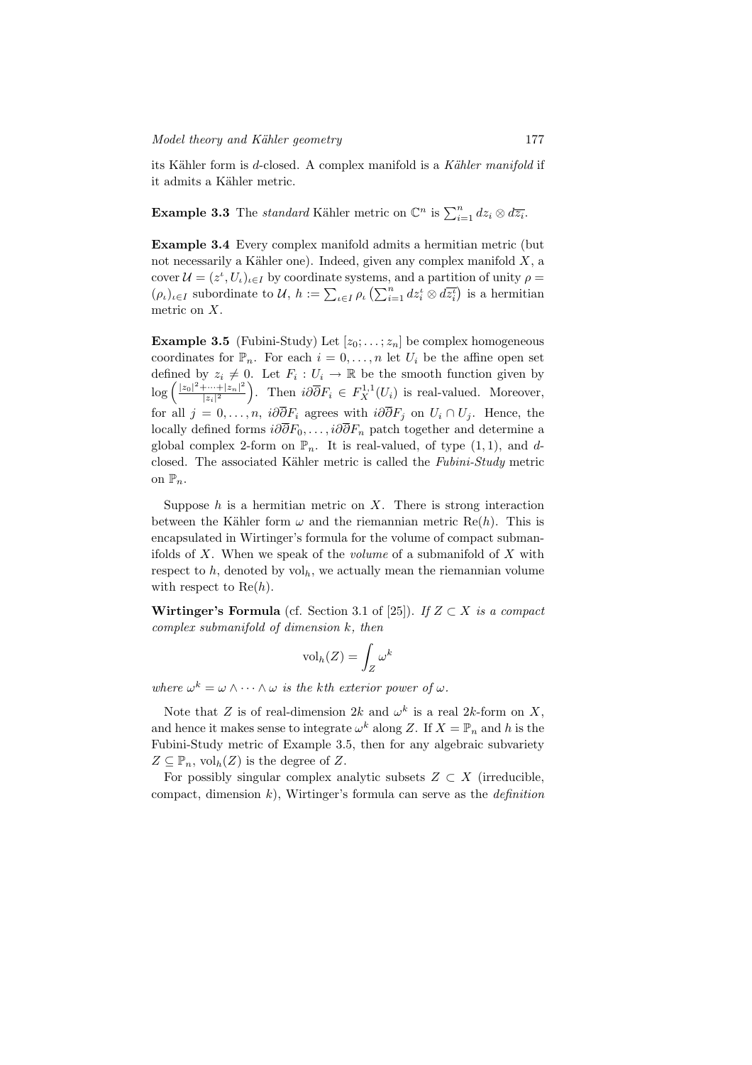its Kähler form is $d$-closed. A complex manifold is a *Kähler manifold* if it admits a Kähler metric.

**Example 3.3** The *standard* Kähler metric on $\mathbb{C}^n$ is $\sum_{i=1}^n dz_i \otimes d\overline{z_i}$.

**Example 3.4** Every complex manifold admits a hermitian metric (but not necessarily a Kähler one). Indeed, given any complex manifold $X$, a cover $\mathcal{U} = (z^\iota, U_\iota)_{\iota \in I}$ by coordinate systems, and a partition of unity $\rho = (\rho_\iota)_{\iota \in I}$ subordinate to $\mathcal{U}$, $h := \sum_{\iota \in I} \rho_\iota \left( \sum_{i=1}^n dz_i^\iota \otimes d\overline{z_i^\iota} \right)$ is a hermitian metric on $X$.

**Example 3.5** (Fubini-Study) Let $[z_0; \ldots; z_n]$ be complex homogeneous coordinates for $\mathbb{P}_n$. For each $i = 0, \ldots, n$ let $U_i$ be the affine open set defined by $z_i \neq 0$. Let $F_i : U_i \to \mathbb{R}$ be the smooth function given by $\log \left( \frac{|z_0|^2 + \cdots + |z_n|^2}{|z_i|^2} \right)$. Then $i\partial\overline{\partial}F_i \in F_X^{1,1}(U_i)$ is real-valued. Moreover, for all $j = 0, \ldots, n$, $i\partial\overline{\partial}F_i$ agrees with $i\partial\overline{\partial}F_j$ on $U_i \cap U_j$. Hence, the locally defined forms $i\partial\overline{\partial}F_0, \ldots, i\partial\overline{\partial}F_n$ patch together and determine a global complex 2-form on $\mathbb{P}_n$. It is real-valued, of type $(1,1)$, and $d$-closed. The associated Kähler metric is called the *Fubini-Study* metric on $\mathbb{P}_n$.

Suppose $h$ is a hermitian metric on $X$. There is strong interaction between the Kähler form $\omega$ and the riemannian metric $\mathrm{Re}(h)$. This is encapsulated in Wirtinger's formula for the volume of compact submanifolds of $X$. When we speak of the *volume* of a submanifold of $X$ with respect to $h$, denoted by $\mathrm{vol}_h$, we actually mean the riemannian volume with respect to $\mathrm{Re}(h)$.

**Wirtinger's Formula** (cf. Section 3.1 of [25]). *If $Z \subset X$ is a compact complex submanifold of dimension $k$, then*

$$\mathrm{vol}_h(Z) = \int_Z \omega^k$$

*where $\omega^k = \omega \wedge \cdots \wedge \omega$ is the $k$th exterior power of $\omega$.*

Note that $Z$ is of real-dimension $2k$ and $\omega^k$ is a real $2k$-form on $X$, and hence it makes sense to integrate $\omega^k$ along $Z$. If $X = \mathbb{P}_n$ and $h$ is the Fubini-Study metric of Example 3.5, then for any algebraic subvariety $Z \subseteq \mathbb{P}_n$, $\mathrm{vol}_h(Z)$ is the degree of $Z$.

For possibly singular complex analytic subsets $Z \subset X$ (irreducible, compact, dimension $k$), Wirtinger's formula can serve as the *definition*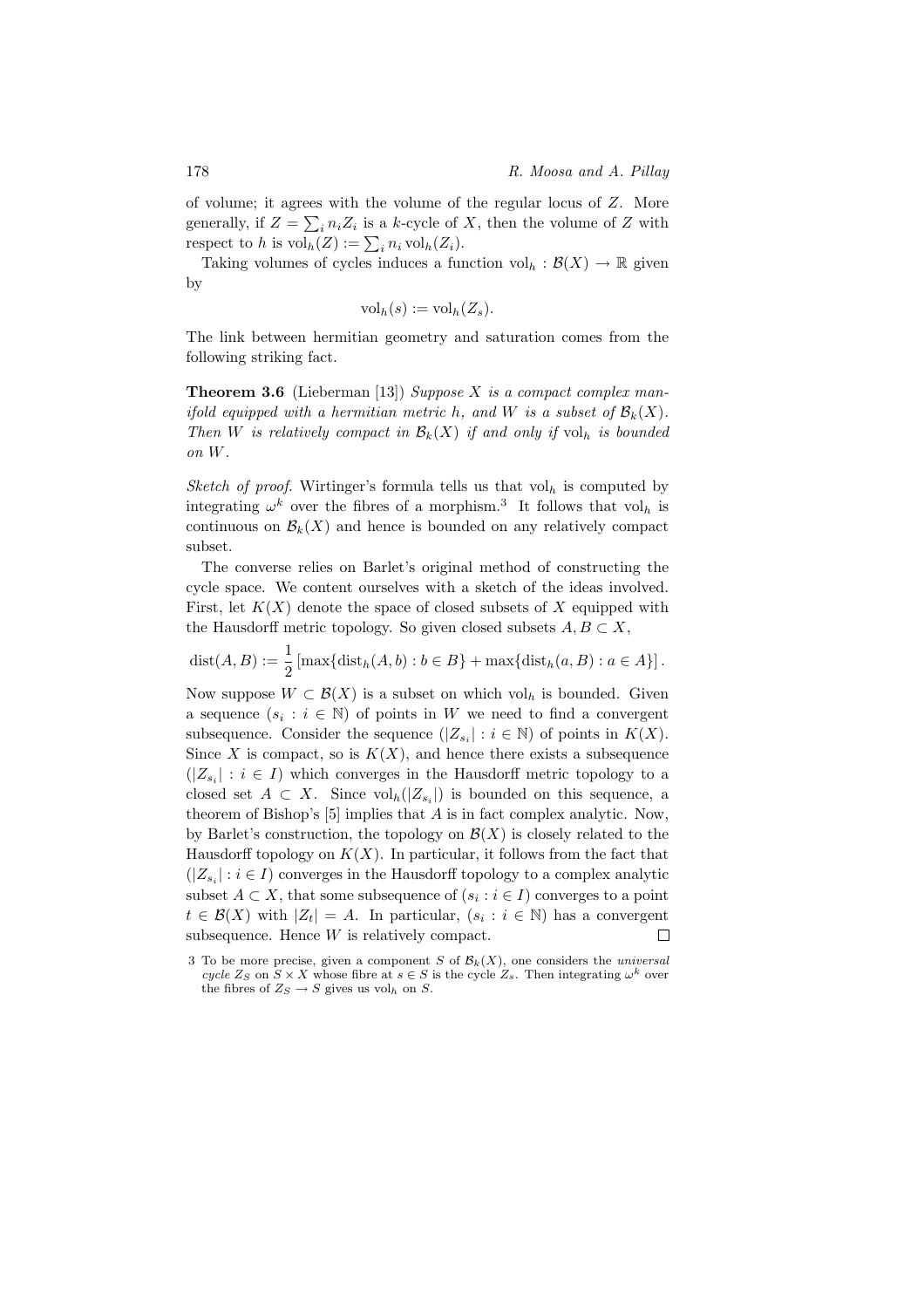of volume; it agrees with the volume of the regular locus of $Z$. More generally, if $Z = \sum_i n_i Z_i$ is a $k$-cycle of $X$, then the volume of $Z$ with respect to $h$ is $\mathrm{vol}_h(Z) := \sum_i n_i \mathrm{vol}_h(Z_i)$.

Taking volumes of cycles induces a function $\mathrm{vol}_h : \mathcal{B}(X) \to \mathbb{R}$ given by

$$\mathrm{vol}_h(s) := \mathrm{vol}_h(Z_s).$$

The link between hermitian geometry and saturation comes from the following striking fact.

**Theorem 3.6** (Lieberman [13]) *Suppose $X$ is a compact complex manifold equipped with a hermitian metric $h$, and $W$ is a subset of $\mathcal{B}_k(X)$. Then $W$ is relatively compact in $\mathcal{B}_k(X)$ if and only if $\mathrm{vol}_h$ is bounded on $W$.*

*Sketch of proof.* Wirtinger's formula tells us that $\mathrm{vol}_h$ is computed by integrating $\omega^k$ over the fibres of a morphism.[3] It follows that $\mathrm{vol}_h$ is continuous on $\mathcal{B}_k(X)$ and hence is bounded on any relatively compact subset.

The converse relies on Barlet's original method of constructing the cycle space. We content ourselves with a sketch of the ideas involved. First, let $K(X)$ denote the space of closed subsets of $X$ equipped with the Hausdorff metric topology. So given closed subsets $A, B \subset X$,

$$\mathrm{dist}(A, B) := \frac{1}{2}\left[\max\{\mathrm{dist}_h(A, b) : b \in B\} + \max\{\mathrm{dist}_h(a, B) : a \in A\}\right].$$

Now suppose $W \subset \mathcal{B}(X)$ is a subset on which $\mathrm{vol}_h$ is bounded. Given a sequence $(s_i : i \in \mathbb{N})$ of points in $W$ we need to find a convergent subsequence. Consider the sequence $(|Z_{s_i}| : i \in \mathbb{N})$ of points in $K(X)$. Since $X$ is compact, so is $K(X)$, and hence there exists a subsequence $(|Z_{s_i}| : i \in I)$ which converges in the Hausdorff metric topology to a closed set $A \subset X$. Since $\mathrm{vol}_h(|Z_{s_i}|)$ is bounded on this sequence, a theorem of Bishop's [5] implies that $A$ is in fact complex analytic. Now, by Barlet's construction, the topology on $\mathcal{B}(X)$ is closely related to the Hausdorff topology on $K(X)$. In particular, it follows from the fact that $(|Z_{s_i}| : i \in I)$ converges in the Hausdorff topology to a complex analytic subset $A \subset X$, that some subsequence of $(s_i : i \in I)$ converges to a point $t \in \mathcal{B}(X)$ with $|Z_t| = A$. In particular, $(s_i : i \in \mathbb{N})$ has a convergent subsequence. Hence $W$ is relatively compact. □

3 To be more precise, given a component $S$ of $\mathcal{B}_k(X)$, one considers the *universal cycle* $Z_S$ on $S \times X$ whose fibre at $s \in S$ is the cycle $Z_s$. Then integrating $\omega^k$ over the fibres of $Z_S \to S$ gives us $\mathrm{vol}_h$ on $S$.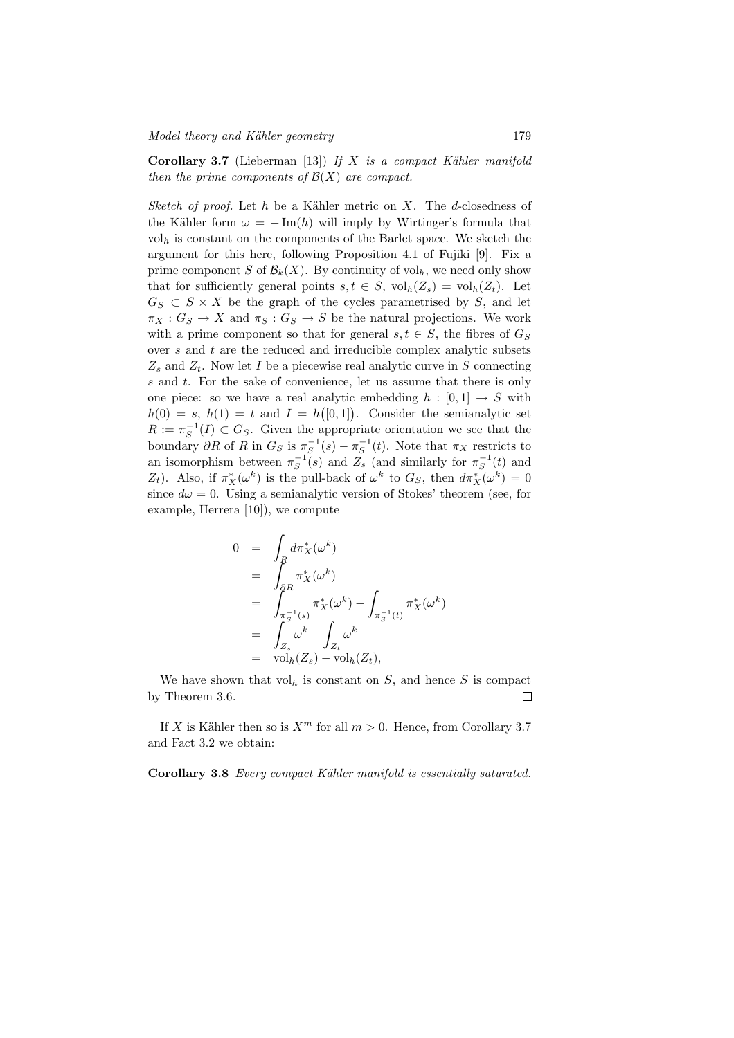**Corollary 3.7** (Lieberman [13]) *If $X$ is a compact Kähler manifold then the prime components of $\mathcal{B}(X)$ are compact.*

*Sketch of proof.* Let $h$ be a Kähler metric on $X$. The $d$-closedness of the Kähler form $\omega = -\operatorname{Im}(h)$ will imply by Wirtinger's formula that $\mathrm{vol}_h$ is constant on the components of the Barlet space. We sketch the argument for this here, following Proposition 4.1 of Fujiki [9]. Fix a prime component $S$ of $\mathcal{B}_k(X)$. By continuity of $\mathrm{vol}_h$, we need only show that for sufficiently general points $s, t \in S$, $\mathrm{vol}_h(Z_s) = \mathrm{vol}_h(Z_t)$. Let $G_S \subset S \times X$ be the graph of the cycles parametrised by $S$, and let $\pi_X : G_S \to X$ and $\pi_S : G_S \to S$ be the natural projections. We work with a prime component so that for general $s, t \in S$, the fibres of $G_S$ over $s$ and $t$ are the reduced and irreducible complex analytic subsets $Z_s$ and $Z_t$. Now let $I$ be a piecewise real analytic curve in $S$ connecting $s$ and $t$. For the sake of convenience, let us assume that there is only one piece: so we have a real analytic embedding $h : [0,1] \to S$ with $h(0) = s$, $h(1) = t$ and $I = h\big([0,1]\big)$. Consider the semianalytic set $R := \pi_S^{-1}(I) \subset G_S$. Given the appropriate orientation we see that the boundary $\partial R$ of $R$ in $G_S$ is $\pi_S^{-1}(s) - \pi_S^{-1}(t)$. Note that $\pi_X$ restricts to an isomorphism between $\pi_S^{-1}(s)$ and $Z_s$ (and similarly for $\pi_S^{-1}(t)$ and $Z_t$). Also, if $\pi_X^*(\omega^k)$ is the pull-back of $\omega^k$ to $G_S$, then $d\pi_X^*(\omega^k) = 0$ since $d\omega = 0$. Using a semianalytic version of Stokes' theorem (see, for example, Herrera [10]), we compute

$$
\begin{aligned}
0 &= \int_R d\pi_X^*(\omega^k) \\
&= \int_{\partial R} \pi_X^*(\omega^k) \\
&= \int_{\pi_S^{-1}(s)} \pi_X^*(\omega^k) - \int_{\pi_S^{-1}(t)} \pi_X^*(\omega^k) \\
&= \int_{Z_s} \omega^k - \int_{Z_t} \omega^k \\
&= \mathrm{vol}_h(Z_s) - \mathrm{vol}_h(Z_t),
\end{aligned}
$$

We have shown that $\mathrm{vol}_h$ is constant on $S$, and hence $S$ is compact by Theorem 3.6. $\square$

If $X$ is Kähler then so is $X^m$ for all $m > 0$. Hence, from Corollary 3.7 and Fact 3.2 we obtain:

**Corollary 3.8** *Every compact Kähler manifold is essentially saturated.*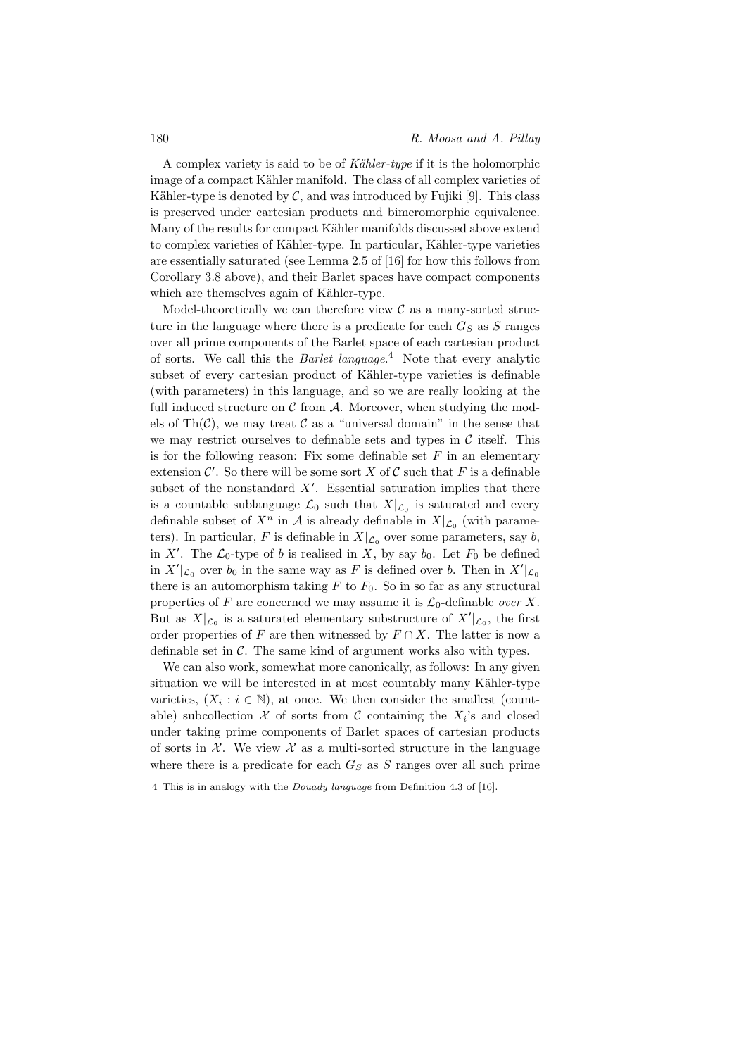A complex variety is said to be of *Kähler-type* if it is the holomorphic image of a compact Kähler manifold. The class of all complex varieties of Kähler-type is denoted by $\mathcal{C}$, and was introduced by Fujiki [9]. This class is preserved under cartesian products and bimeromorphic equivalence. Many of the results for compact Kähler manifolds discussed above extend to complex varieties of Kähler-type. In particular, Kähler-type varieties are essentially saturated (see Lemma 2.5 of [16] for how this follows from Corollary 3.8 above), and their Barlet spaces have compact components which are themselves again of Kähler-type.

Model-theoretically we can therefore view $\mathcal{C}$ as a many-sorted structure in the language where there is a predicate for each $G_S$ as $S$ ranges over all prime components of the Barlet space of each cartesian product of sorts. We call this the *Barlet language*.[4] Note that every analytic subset of every cartesian product of Kähler-type varieties is definable (with parameters) in this language, and so we are really looking at the full induced structure on $\mathcal{C}$ from $\mathcal{A}$. Moreover, when studying the models of $\mathrm{Th}(\mathcal{C})$, we may treat $\mathcal{C}$ as a "universal domain" in the sense that we may restrict ourselves to definable sets and types in $\mathcal{C}$ itself. This is for the following reason: Fix some definable set $F$ in an elementary extension $\mathcal{C}'$. So there will be some sort $X$ of $\mathcal{C}$ such that $F$ is a definable subset of the nonstandard $X'$. Essential saturation implies that there is a countable sublanguage $\mathcal{L}_0$ such that $X|_{\mathcal{L}_0}$ is saturated and every definable subset of $X^n$ in $\mathcal{A}$ is already definable in $X|_{\mathcal{L}_0}$ (with parameters). In particular, $F$ is definable in $X|_{\mathcal{L}_0}$ over some parameters, say $b$, in $X'$. The $\mathcal{L}_0$-type of $b$ is realised in $X$, by say $b_0$. Let $F_0$ be defined in $X'|_{\mathcal{L}_0}$ over $b_0$ in the same way as $F$ is defined over $b$. Then in $X'|_{\mathcal{L}_0}$ there is an automorphism taking $F$ to $F_0$. So in so far as any structural properties of $F$ are concerned we may assume it is $\mathcal{L}_0$-definable *over* $X$. But as $X|_{\mathcal{L}_0}$ is a saturated elementary substructure of $X'|_{\mathcal{L}_0}$, the first order properties of $F$ are then witnessed by $F \cap X$. The latter is now a definable set in $\mathcal{C}$. The same kind of argument works also with types.

We can also work, somewhat more canonically, as follows: In any given situation we will be interested in at most countably many Kähler-type varieties, $(X_i : i \in \mathbb{N})$, at once. We then consider the smallest (countable) subcollection $\mathcal{X}$ of sorts from $\mathcal{C}$ containing the $X_i$'s and closed under taking prime components of Barlet spaces of cartesian products of sorts in $\mathcal{X}$. We view $\mathcal{X}$ as a multi-sorted structure in the language where there is a predicate for each $G_S$ as $S$ ranges over all such prime

[4] This is in analogy with the *Douady language* from Definition 4.3 of [16].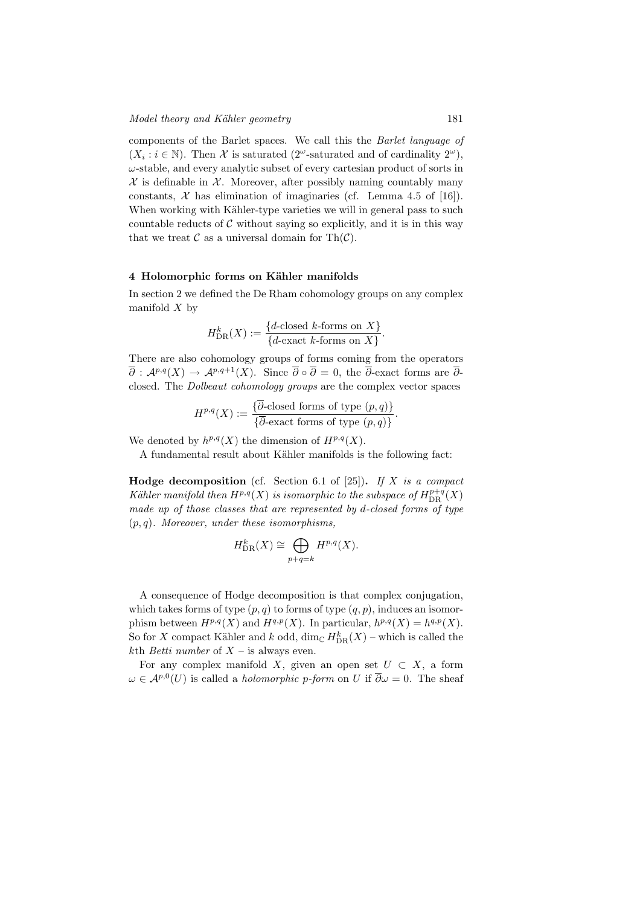components of the Barlet spaces. We call this the *Barlet language of* $(X_i : i \in \mathbb{N})$. Then $\mathcal{X}$ is saturated ($2^\omega$-saturated and of cardinality $2^\omega$), $\omega$-stable, and every analytic subset of every cartesian product of sorts in $\mathcal{X}$ is definable in $\mathcal{X}$. Moreover, after possibly naming countably many constants, $\mathcal{X}$ has elimination of imaginaries (cf. Lemma 4.5 of [16]). When working with Kähler-type varieties we will in general pass to such countable reducts of $\mathcal{C}$ without saying so explicitly, and it is in this way that we treat $\mathcal{C}$ as a universal domain for $\mathrm{Th}(\mathcal{C})$.

## 4 Holomorphic forms on Kähler manifolds

In section 2 we defined the De Rham cohomology groups on any complex manifold $X$ by

$$H^k_{\mathrm{DR}}(X) := \frac{\{d\text{-closed } k\text{-forms on } X\}}{\{d\text{-exact } k\text{-forms on } X\}}.$$

There are also cohomology groups of forms coming from the operators $\overline{\partial} : \mathcal{A}^{p,q}(X) \to \mathcal{A}^{p,q+1}(X)$. Since $\overline{\partial} \circ \overline{\partial} = 0$, the $\overline{\partial}$-exact forms are $\overline{\partial}$-closed. The *Dolbeault cohomology groups* are the complex vector spaces

$$H^{p,q}(X) := \frac{\{\overline{\partial}\text{-closed forms of type } (p,q)\}}{\{\overline{\partial}\text{-exact forms of type } (p,q)\}}.$$

We denoted by $h^{p,q}(X)$ the dimension of $H^{p,q}(X)$.

A fundamental result about Kähler manifolds is the following fact:

**Hodge decomposition** (cf. Section 6.1 of [25])**.** *If $X$ is a compact Kähler manifold then $H^{p,q}(X)$ is isomorphic to the subspace of $H^{p+q}_{\mathrm{DR}}(X)$ made up of those classes that are represented by $d$-closed forms of type $(p,q)$. Moreover, under these isomorphisms,*

$$H^k_{\mathrm{DR}}(X) \cong \bigoplus_{p+q=k} H^{p,q}(X).$$

A consequence of Hodge decomposition is that complex conjugation, which takes forms of type $(p,q)$ to forms of type $(q,p)$, induces an isomorphism between $H^{p,q}(X)$ and $H^{q,p}(X)$. In particular, $h^{p,q}(X) = h^{q,p}(X)$. So for $X$ compact Kähler and $k$ odd, $\dim_{\mathbb{C}} H^k_{\mathrm{DR}}(X)$ – which is called the $k$th *Betti number* of $X$ – is always even.

For any complex manifold $X$, given an open set $U \subset X$, a form $\omega \in \mathcal{A}^{p,0}(U)$ is called a *holomorphic $p$-form* on $U$ if $\overline{\partial}\omega = 0$. The sheaf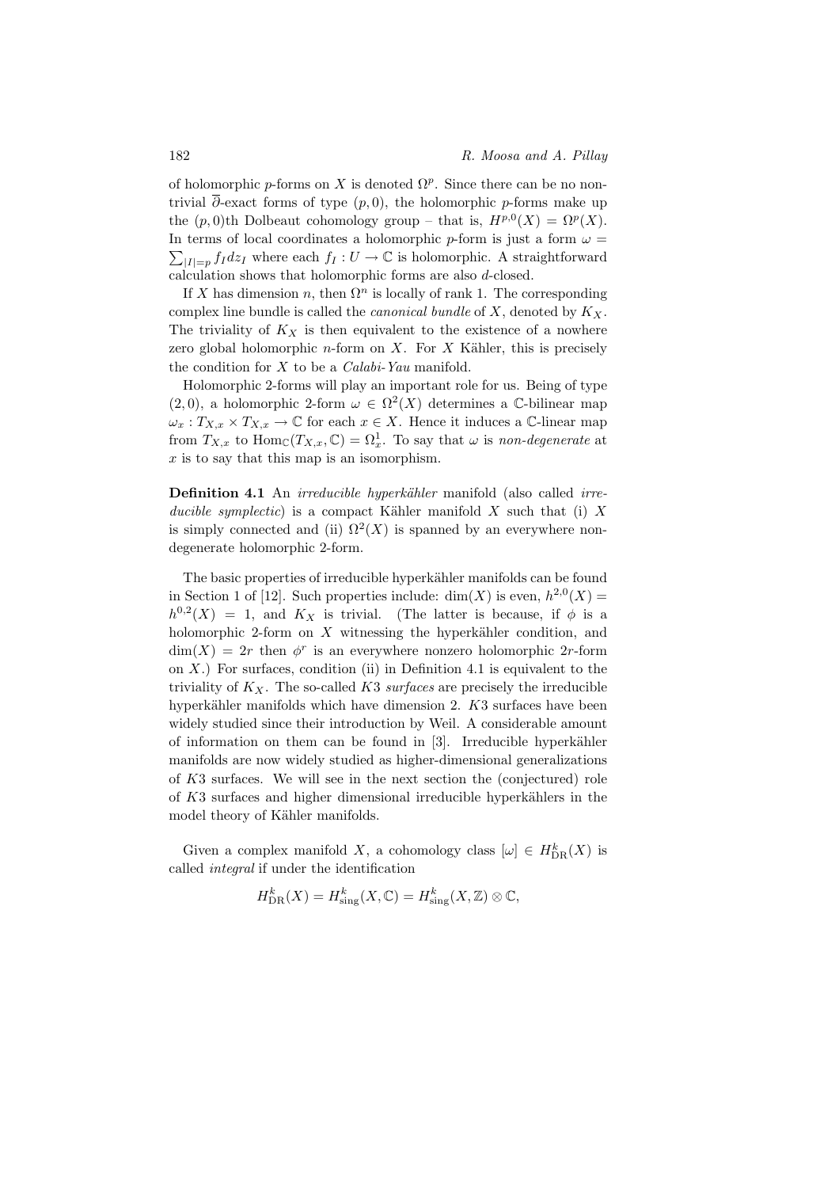of holomorphic $p$-forms on $X$ is denoted $\Omega^p$. Since there can be no non-trivial $\overline{\partial}$-exact forms of type $(p,0)$, the holomorphic $p$-forms make up the $(p,0)$th Dolbeault cohomology group – that is, $H^{p,0}(X) = \Omega^p(X)$. In terms of local coordinates a holomorphic $p$-form is just a form $\omega = \sum_{|I|=p} f_I dz_I$ where each $f_I : U \to \mathbb{C}$ is holomorphic. A straightforward calculation shows that holomorphic forms are also $d$-closed.

If $X$ has dimension $n$, then $\Omega^n$ is locally of rank 1. The corresponding complex line bundle is called the *canonical bundle* of $X$, denoted by $K_X$. The triviality of $K_X$ is then equivalent to the existence of a nowhere zero global holomorphic $n$-form on $X$. For $X$ Kähler, this is precisely the condition for $X$ to be a *Calabi-Yau* manifold.

Holomorphic 2-forms will play an important role for us. Being of type $(2,0)$, a holomorphic 2-form $\omega \in \Omega^2(X)$ determines a $\mathbb{C}$-bilinear map $\omega_x : T_{X,x} \times T_{X,x} \to \mathbb{C}$ for each $x \in X$. Hence it induces a $\mathbb{C}$-linear map from $T_{X,x}$ to $\mathrm{Hom}_{\mathbb{C}}(T_{X,x}, \mathbb{C}) = \Omega^1_x$. To say that $\omega$ is *non-degenerate* at $x$ is to say that this map is an isomorphism.

**Definition 4.1** An *irreducible hyperkähler* manifold (also called *irreducible symplectic*) is a compact Kähler manifold $X$ such that (i) $X$ is simply connected and (ii) $\Omega^2(X)$ is spanned by an everywhere non-degenerate holomorphic 2-form.

The basic properties of irreducible hyperkähler manifolds can be found in Section 1 of [12]. Such properties include: $\dim(X)$ is even, $h^{2,0}(X) = h^{0,2}(X) = 1$, and $K_X$ is trivial. (The latter is because, if $\phi$ is a holomorphic 2-form on $X$ witnessing the hyperkähler condition, and $\dim(X) = 2r$ then $\phi^r$ is an everywhere nonzero holomorphic $2r$-form on $X$.) For surfaces, condition (ii) in Definition 4.1 is equivalent to the triviality of $K_X$. The so-called *K*3 *surfaces* are precisely the irreducible hyperkähler manifolds which have dimension 2. $K3$ surfaces have been widely studied since their introduction by Weil. A considerable amount of information on them can be found in [3]. Irreducible hyperkähler manifolds are now widely studied as higher-dimensional generalizations of $K3$ surfaces. We will see in the next section the (conjectured) role of $K3$ surfaces and higher dimensional irreducible hyperkählers in the model theory of Kähler manifolds.

Given a complex manifold $X$, a cohomology class $[\omega] \in H^k_{\mathrm{DR}}(X)$ is called *integral* if under the identification

$$H^k_{\mathrm{DR}}(X) = H^k_{\mathrm{sing}}(X, \mathbb{C}) = H^k_{\mathrm{sing}}(X, \mathbb{Z}) \otimes \mathbb{C},$$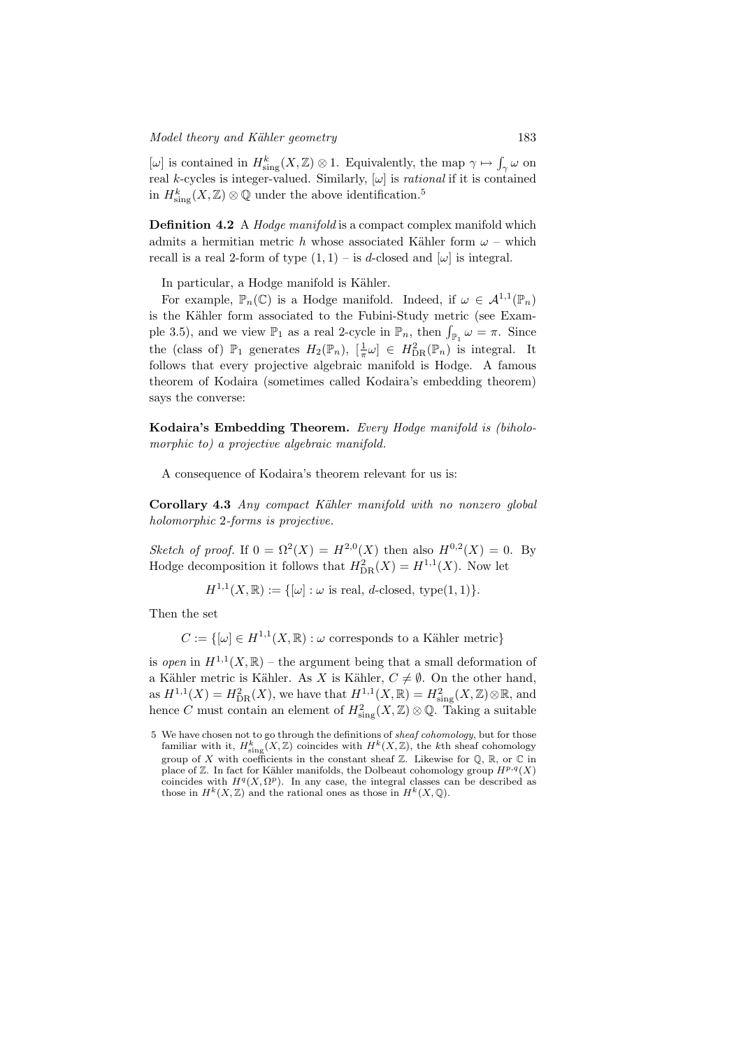$[\omega]$ is contained in $H^k_{\mathrm{sing}}(X,\mathbb{Z}) \otimes 1$. Equivalently, the map $\gamma \mapsto \int_\gamma \omega$ on real $k$-cycles is integer-valued. Similarly, $[\omega]$ is *rational* if it is contained in $H^k_{\mathrm{sing}}(X,\mathbb{Z}) \otimes \mathbb{Q}$ under the above identification.[5]

**Definition 4.2** A *Hodge manifold* is a compact complex manifold which admits a hermitian metric $h$ whose associated Kähler form $\omega$ – which recall is a real 2-form of type $(1,1)$ – is $d$-closed and $[\omega]$ is integral.

In particular, a Hodge manifold is Kähler.

For example, $\mathbb{P}_n(\mathbb{C})$ is a Hodge manifold. Indeed, if $\omega \in \mathcal{A}^{1,1}(\mathbb{P}_n)$ is the Kähler form associated to the Fubini-Study metric (see Example 3.5), and we view $\mathbb{P}_1$ as a real 2-cycle in $\mathbb{P}_n$, then $\int_{\mathbb{P}_1} \omega = \pi$. Since the (class of) $\mathbb{P}_1$ generates $H_2(\mathbb{P}_n)$, $[\frac{1}{\pi}\omega] \in H^2_{\mathrm{DR}}(\mathbb{P}_n)$ is integral. It follows that every projective algebraic manifold is Hodge. A famous theorem of Kodaira (sometimes called Kodaira's embedding theorem) says the converse:

**Kodaira's Embedding Theorem.** *Every Hodge manifold is (biholomorphic to) a projective algebraic manifold.*

A consequence of Kodaira's theorem relevant for us is:

**Corollary 4.3** *Any compact Kähler manifold with no nonzero global holomorphic 2-forms is projective.*

*Sketch of proof.* If $0 = \Omega^2(X) = H^{2,0}(X)$ then also $H^{0,2}(X) = 0$. By Hodge decomposition it follows that $H^2_{\mathrm{DR}}(X) = H^{1,1}(X)$. Now let

$$H^{1,1}(X,\mathbb{R}) := \{[\omega] : \omega \text{ is real, } d\text{-closed, type}(1,1)\}.$$

Then the set

$$C := \{[\omega] \in H^{1,1}(X,\mathbb{R}) : \omega \text{ corresponds to a Kähler metric}\}$$

is *open* in $H^{1,1}(X,\mathbb{R})$ – the argument being that a small deformation of a Kähler metric is Kähler. As $X$ is Kähler, $C \neq \emptyset$. On the other hand, as $H^{1,1}(X) = H^2_{\mathrm{DR}}(X)$, we have that $H^{1,1}(X,\mathbb{R}) = H^2_{\mathrm{sing}}(X,\mathbb{Z}) \otimes \mathbb{R}$, and hence $C$ must contain an element of $H^2_{\mathrm{sing}}(X,\mathbb{Z}) \otimes \mathbb{Q}$. Taking a suitable

[5] We have chosen not to go through the definitions of *sheaf cohomology*, but for those familiar with it, $H^k_{\mathrm{sing}}(X,\mathbb{Z})$ coincides with $H^k(X,\mathbb{Z})$, the $k$th sheaf cohomology group of $X$ with coefficients in the constant sheaf $\mathbb{Z}$. Likewise for $\mathbb{Q}$, $\mathbb{R}$, or $\mathbb{C}$ in place of $\mathbb{Z}$. In fact for Kähler manifolds, the Dolbeaut cohomology group $H^{p,q}(X)$ coincides with $H^q(X,\Omega^p)$. In any case, the integral classes can be described as those in $H^k(X,\mathbb{Z})$ and the rational ones as those in $H^k(X,\mathbb{Q})$.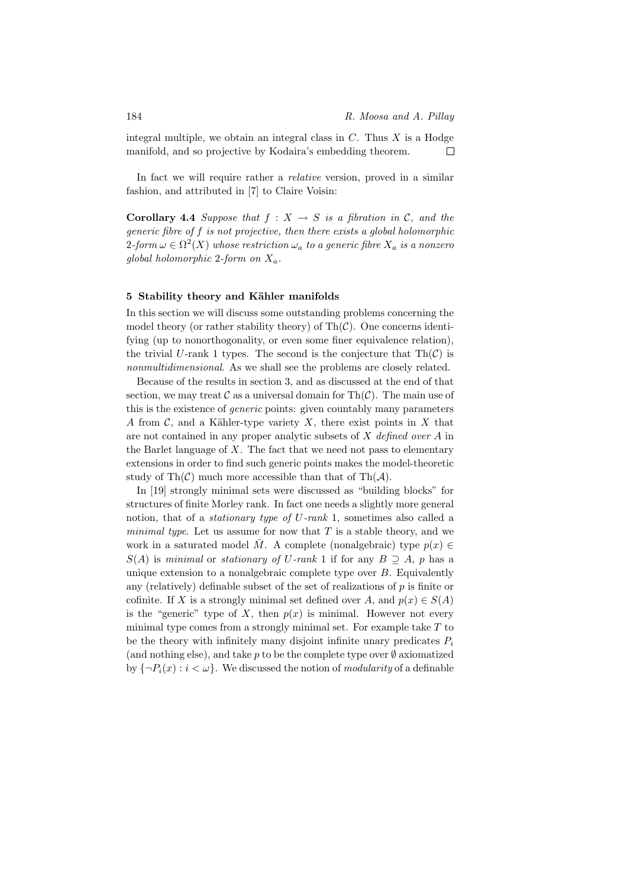integral multiple, we obtain an integral class in $C$. Thus $X$ is a Hodge manifold, and so projective by Kodaira's embedding theorem. $\square$

In fact we will require rather a *relative* version, proved in a similar fashion, and attributed in [7] to Claire Voisin:

**Corollary 4.4** *Suppose that $f : X \to S$ is a fibration in $\mathcal{C}$, and the generic fibre of $f$ is not projective, then there exists a global holomorphic 2-form $\omega \in \Omega^2(X)$ whose restriction $\omega_a$ to a generic fibre $X_a$ is a nonzero global holomorphic 2-form on $X_a$.*

## 5 Stability theory and Kähler manifolds

In this section we will discuss some outstanding problems concerning the model theory (or rather stability theory) of $\mathrm{Th}(\mathcal{C})$. One concerns identifying (up to nonorthogonality, or even some finer equivalence relation), the trivial $U$-rank 1 types. The second is the conjecture that $\mathrm{Th}(\mathcal{C})$ is *nonmultidimensional*. As we shall see the problems are closely related.

Because of the results in section 3, and as discussed at the end of that section, we may treat $\mathcal{C}$ as a universal domain for $\mathrm{Th}(\mathcal{C})$. The main use of this is the existence of *generic* points: given countably many parameters $A$ from $\mathcal{C}$, and a Kähler-type variety $X$, there exist points in $X$ that are not contained in any proper analytic subsets of $X$ *defined over* $A$ in the Barlet language of $X$. The fact that we need not pass to elementary extensions in order to find such generic points makes the model-theoretic study of $\mathrm{Th}(\mathcal{C})$ much more accessible than that of $\mathrm{Th}(\mathcal{A})$.

In [19] strongly minimal sets were discussed as "building blocks" for structures of finite Morley rank. In fact one needs a slightly more general notion, that of a *stationary type of $U$-rank* 1, sometimes also called a *minimal type*. Let us assume for now that $T$ is a stable theory, and we work in a saturated model $\bar{M}$. A complete (nonalgebraic) type $p(x) \in S(A)$ is *minimal* or *stationary of $U$-rank* 1 if for any $B \supseteq A$, $p$ has a unique extension to a nonalgebraic complete type over $B$. Equivalently any (relatively) definable subset of the set of realizations of $p$ is finite or cofinite. If $X$ is a strongly minimal set defined over $A$, and $p(x) \in S(A)$ is the "generic" type of $X$, then $p(x)$ is minimal. However not every minimal type comes from a strongly minimal set. For example take $T$ to be the theory with infinitely many disjoint infinite unary predicates $P_i$ (and nothing else), and take $p$ to be the complete type over $\emptyset$ axiomatized by $\{\neg P_i(x) : i < \omega\}$. We discussed the notion of *modularity* of a definable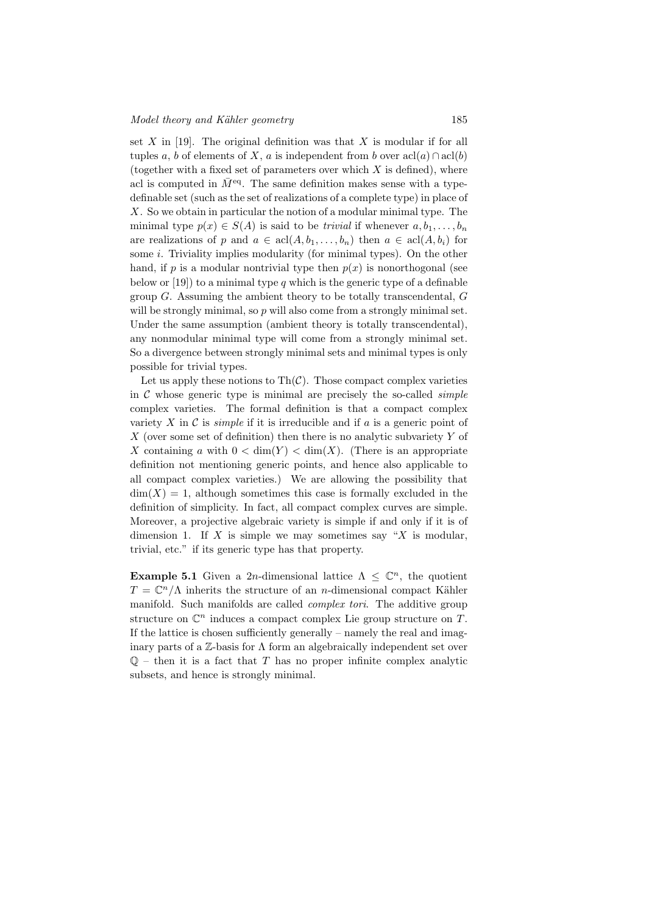set $X$ in [19]. The original definition was that $X$ is modular if for all tuples $a$, $b$ of elements of $X$, $a$ is independent from $b$ over $\mathrm{acl}(a) \cap \mathrm{acl}(b)$ (together with a fixed set of parameters over which $X$ is defined), where acl is computed in $\bar{M}^{\mathrm{eq}}$. The same definition makes sense with a type-definable set (such as the set of realizations of a complete type) in place of $X$. So we obtain in particular the notion of a modular minimal type. The minimal type $p(x) \in S(A)$ is said to be *trivial* if whenever $a, b_1, \ldots, b_n$ are realizations of $p$ and $a \in \mathrm{acl}(A, b_1, \ldots, b_n)$ then $a \in \mathrm{acl}(A, b_i)$ for some $i$. Triviality implies modularity (for minimal types). On the other hand, if $p$ is a modular nontrivial type then $p(x)$ is nonorthogonal (see below or [19]) to a minimal type $q$ which is the generic type of a definable group $G$. Assuming the ambient theory to be totally transcendental, $G$ will be strongly minimal, so $p$ will also come from a strongly minimal set. Under the same assumption (ambient theory is totally transcendental), any nonmodular minimal type will come from a strongly minimal set. So a divergence between strongly minimal sets and minimal types is only possible for trivial types.

Let us apply these notions to $\mathrm{Th}(\mathcal{C})$. Those compact complex varieties in $\mathcal{C}$ whose generic type is minimal are precisely the so-called *simple* complex varieties. The formal definition is that a compact complex variety $X$ in $\mathcal{C}$ is *simple* if it is irreducible and if $a$ is a generic point of $X$ (over some set of definition) then there is no analytic subvariety $Y$ of $X$ containing $a$ with $0 < \dim(Y) < \dim(X)$. (There is an appropriate definition not mentioning generic points, and hence also applicable to all compact complex varieties.) We are allowing the possibility that $\dim(X) = 1$, although sometimes this case is formally excluded in the definition of simplicity. In fact, all compact complex curves are simple. Moreover, a projective algebraic variety is simple if and only if it is of dimension 1. If $X$ is simple we may sometimes say "$X$ is modular, trivial, etc." if its generic type has that property.

**Example 5.1** Given a $2n$-dimensional lattice $\Lambda \leq \mathbb{C}^n$, the quotient $T = \mathbb{C}^n/\Lambda$ inherits the structure of an $n$-dimensional compact Kähler manifold. Such manifolds are called *complex tori*. The additive group structure on $\mathbb{C}^n$ induces a compact complex Lie group structure on $T$. If the lattice is chosen sufficiently generally – namely the real and imaginary parts of a $\mathbb{Z}$-basis for $\Lambda$ form an algebraically independent set over $\mathbb{Q}$ – then it is a fact that $T$ has no proper infinite complex analytic subsets, and hence is strongly minimal.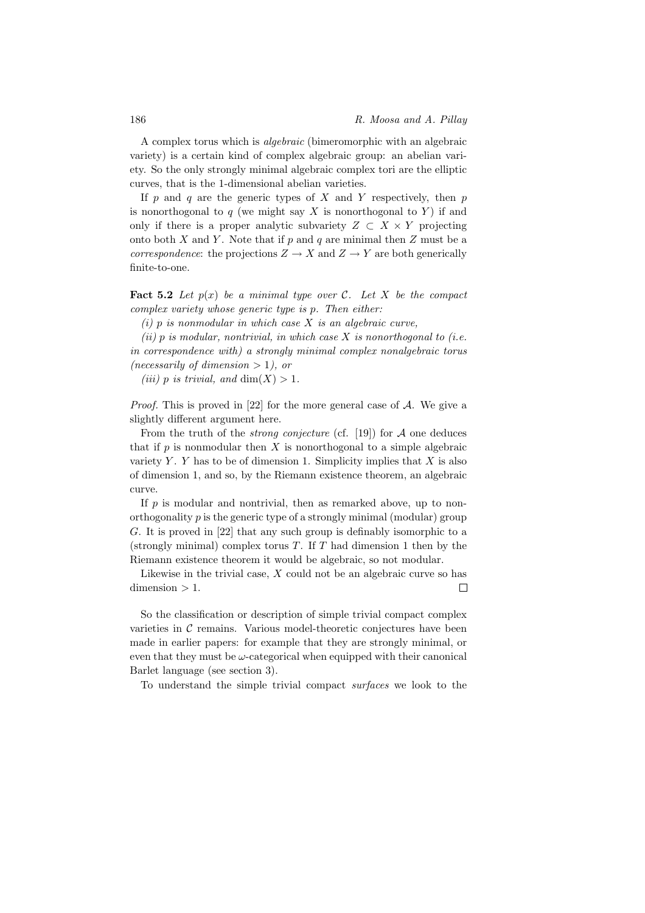A complex torus which is *algebraic* (bimeromorphic with an algebraic variety) is a certain kind of complex algebraic group: an abelian variety. So the only strongly minimal algebraic complex tori are the elliptic curves, that is the 1-dimensional abelian varieties.

If $p$ and $q$ are the generic types of $X$ and $Y$ respectively, then $p$ is nonorthogonal to $q$ (we might say $X$ is nonorthogonal to $Y$) if and only if there is a proper analytic subvariety $Z \subset X \times Y$ projecting onto both $X$ and $Y$. Note that if $p$ and $q$ are minimal then $Z$ must be a *correspondence*: the projections $Z \to X$ and $Z \to Y$ are both generically finite-to-one.

**Fact 5.2** *Let $p(x)$ be a minimal type over $\mathcal{C}$. Let $X$ be the compact complex variety whose generic type is $p$. Then either:*

*(i) $p$ is nonmodular in which case $X$ is an algebraic curve,*

*(ii) $p$ is modular, nontrivial, in which case $X$ is nonorthogonal to (i.e. in correspondence with) a strongly minimal complex nonalgebraic torus (necessarily of dimension $> 1$), or*

*(iii) $p$ is trivial, and $\dim(X) > 1$.*

*Proof.* This is proved in [22] for the more general case of $\mathcal{A}$. We give a slightly different argument here.

From the truth of the *strong conjecture* (cf. [19]) for $\mathcal{A}$ one deduces that if $p$ is nonmodular then $X$ is nonorthogonal to a simple algebraic variety $Y$. $Y$ has to be of dimension 1. Simplicity implies that $X$ is also of dimension 1, and so, by the Riemann existence theorem, an algebraic curve.

If $p$ is modular and nontrivial, then as remarked above, up to nonorthogonality $p$ is the generic type of a strongly minimal (modular) group $G$. It is proved in [22] that any such group is definably isomorphic to a (strongly minimal) complex torus $T$. If $T$ had dimension 1 then by the Riemann existence theorem it would be algebraic, so not modular.

Likewise in the trivial case, $X$ could not be an algebraic curve so has dimension $> 1$. $\square$

So the classification or description of simple trivial compact complex varieties in $\mathcal{C}$ remains. Various model-theoretic conjectures have been made in earlier papers: for example that they are strongly minimal, or even that they must be $\omega$-categorical when equipped with their canonical Barlet language (see section 3).

To understand the simple trivial compact *surfaces* we look to the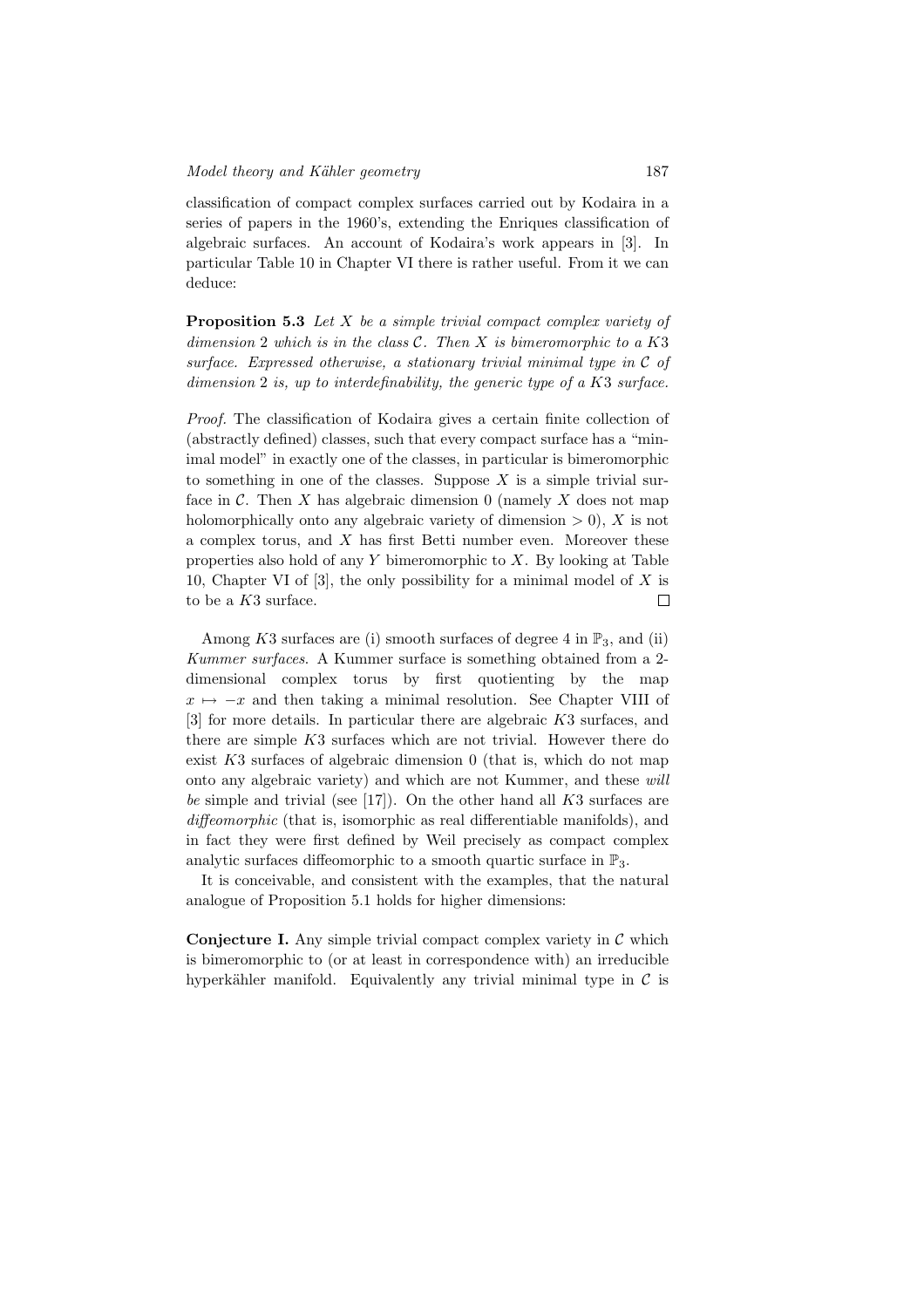classification of compact complex surfaces carried out by Kodaira in a series of papers in the 1960's, extending the Enriques classification of algebraic surfaces. An account of Kodaira's work appears in [3]. In particular Table 10 in Chapter VI there is rather useful. From it we can deduce:

**Proposition 5.3** *Let $X$ be a simple trivial compact complex variety of dimension 2 which is in the class $\mathcal{C}$. Then $X$ is bimeromorphic to a $K3$ surface. Expressed otherwise, a stationary trivial minimal type in $\mathcal{C}$ of dimension 2 is, up to interdefinability, the generic type of a $K3$ surface.*

*Proof.* The classification of Kodaira gives a certain finite collection of (abstractly defined) classes, such that every compact surface has a "minimal model" in exactly one of the classes, in particular is bimeromorphic to something in one of the classes. Suppose $X$ is a simple trivial surface in $\mathcal{C}$. Then $X$ has algebraic dimension 0 (namely $X$ does not map holomorphically onto any algebraic variety of dimension $> 0$), $X$ is not a complex torus, and $X$ has first Betti number even. Moreover these properties also hold of any $Y$ bimeromorphic to $X$. By looking at Table 10, Chapter VI of [3], the only possibility for a minimal model of $X$ is to be a $K3$ surface. □

Among $K3$ surfaces are (i) smooth surfaces of degree 4 in $\mathbb{P}_3$, and (ii) *Kummer surfaces*. A Kummer surface is something obtained from a 2-dimensional complex torus by first quotienting by the map $x \mapsto -x$ and then taking a minimal resolution. See Chapter VIII of [3] for more details. In particular there are algebraic $K3$ surfaces, and there are simple $K3$ surfaces which are not trivial. However there do exist $K3$ surfaces of algebraic dimension 0 (that is, which do not map onto any algebraic variety) and which are not Kummer, and these *will be* simple and trivial (see [17]). On the other hand all $K3$ surfaces are *diffeomorphic* (that is, isomorphic as real differentiable manifolds), and in fact they were first defined by Weil precisely as compact complex analytic surfaces diffeomorphic to a smooth quartic surface in $\mathbb{P}_3$.

It is conceivable, and consistent with the examples, that the natural analogue of Proposition 5.1 holds for higher dimensions:

**Conjecture I.** Any simple trivial compact complex variety in $\mathcal{C}$ which is bimeromorphic to (or at least in correspondence with) an irreducible hyperkähler manifold. Equivalently any trivial minimal type in $\mathcal{C}$ is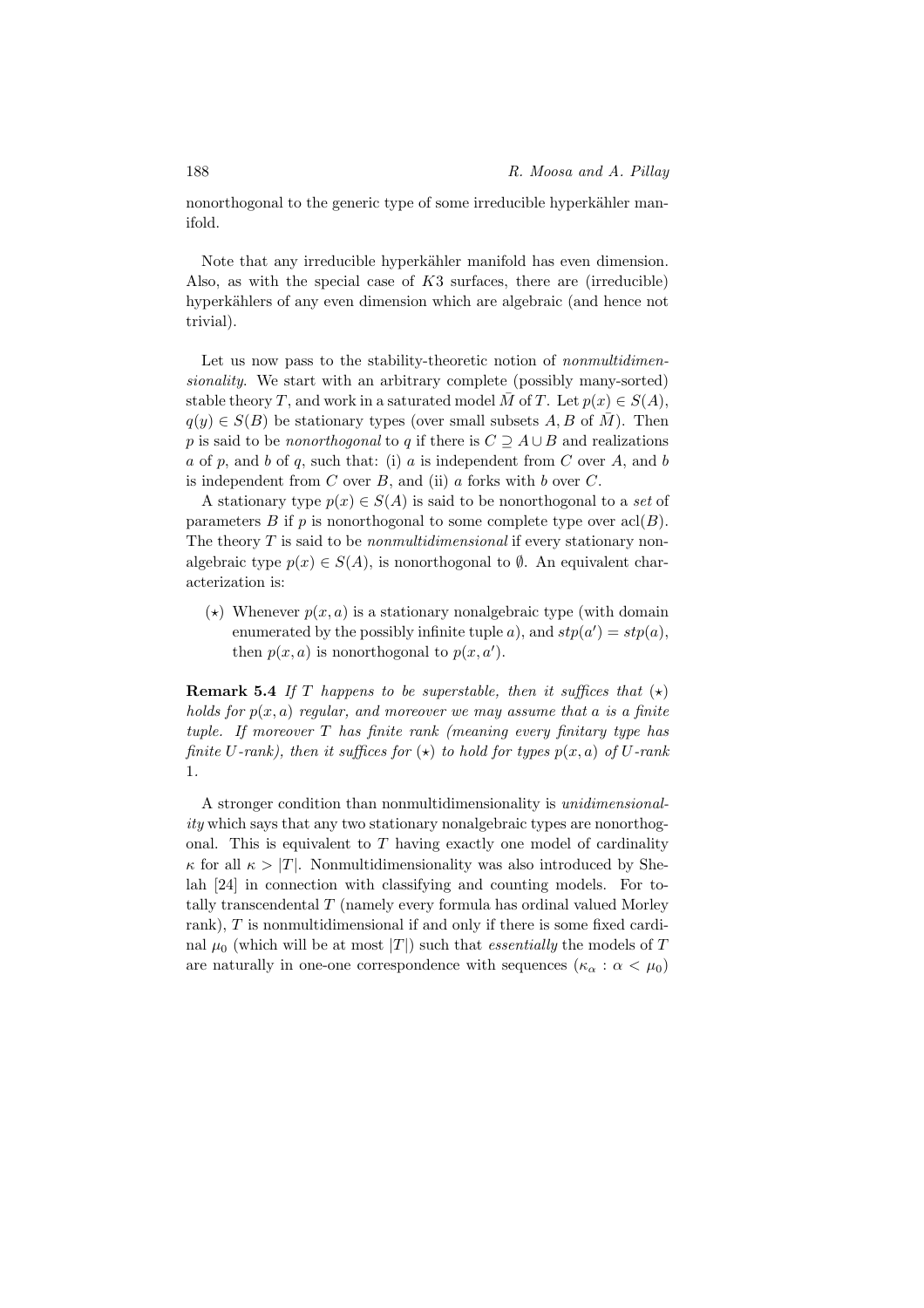nonorthogonal to the generic type of some irreducible hyperkähler manifold.

Note that any irreducible hyperkähler manifold has even dimension. Also, as with the special case of $K3$ surfaces, there are (irreducible) hyperkählers of any even dimension which are algebraic (and hence not trivial).

Let us now pass to the stability-theoretic notion of *nonmultidimensionality*. We start with an arbitrary complete (possibly many-sorted) stable theory $T$, and work in a saturated model $\bar{M}$ of $T$. Let $p(x) \in S(A)$, $q(y) \in S(B)$ be stationary types (over small subsets $A, B$ of $\bar{M}$). Then $p$ is said to be *nonorthogonal* to $q$ if there is $C \supseteq A \cup B$ and realizations $a$ of $p$, and $b$ of $q$, such that: (i) $a$ is independent from $C$ over $A$, and $b$ is independent from $C$ over $B$, and (ii) $a$ forks with $b$ over $C$.

A stationary type $p(x) \in S(A)$ is said to be nonorthogonal to a *set* of parameters $B$ if $p$ is nonorthogonal to some complete type over $\mathrm{acl}(B)$. The theory $T$ is said to be *nonmultidimensional* if every stationary nonalgebraic type $p(x) \in S(A)$, is nonorthogonal to $\emptyset$. An equivalent characterization is:

($\star$) Whenever $p(x, a)$ is a stationary nonalgebraic type (with domain enumerated by the possibly infinite tuple $a$), and $stp(a') = stp(a)$, then $p(x, a)$ is nonorthogonal to $p(x, a')$.

**Remark 5.4** *If $T$ happens to be superstable, then it suffices that ($\star$) holds for $p(x, a)$ regular, and moreover we may assume that $a$ is a finite tuple. If moreover $T$ has finite rank (meaning every finitary type has finite $U$-rank), then it suffices for ($\star$) to hold for types $p(x, a)$ of $U$-rank 1.*

A stronger condition than nonmultidimensionality is *unidimensionality* which says that any two stationary nonalgebraic types are nonorthogonal. This is equivalent to $T$ having exactly one model of cardinality $\kappa$ for all $\kappa > |T|$. Nonmultidimensionality was also introduced by Shelah [24] in connection with classifying and counting models. For totally transcendental $T$ (namely every formula has ordinal valued Morley rank), $T$ is nonmultidimensional if and only if there is some fixed cardinal $\mu_0$ (which will be at most $|T|$) such that *essentially* the models of $T$ are naturally in one-one correspondence with sequences $(\kappa_\alpha : \alpha < \mu_0)$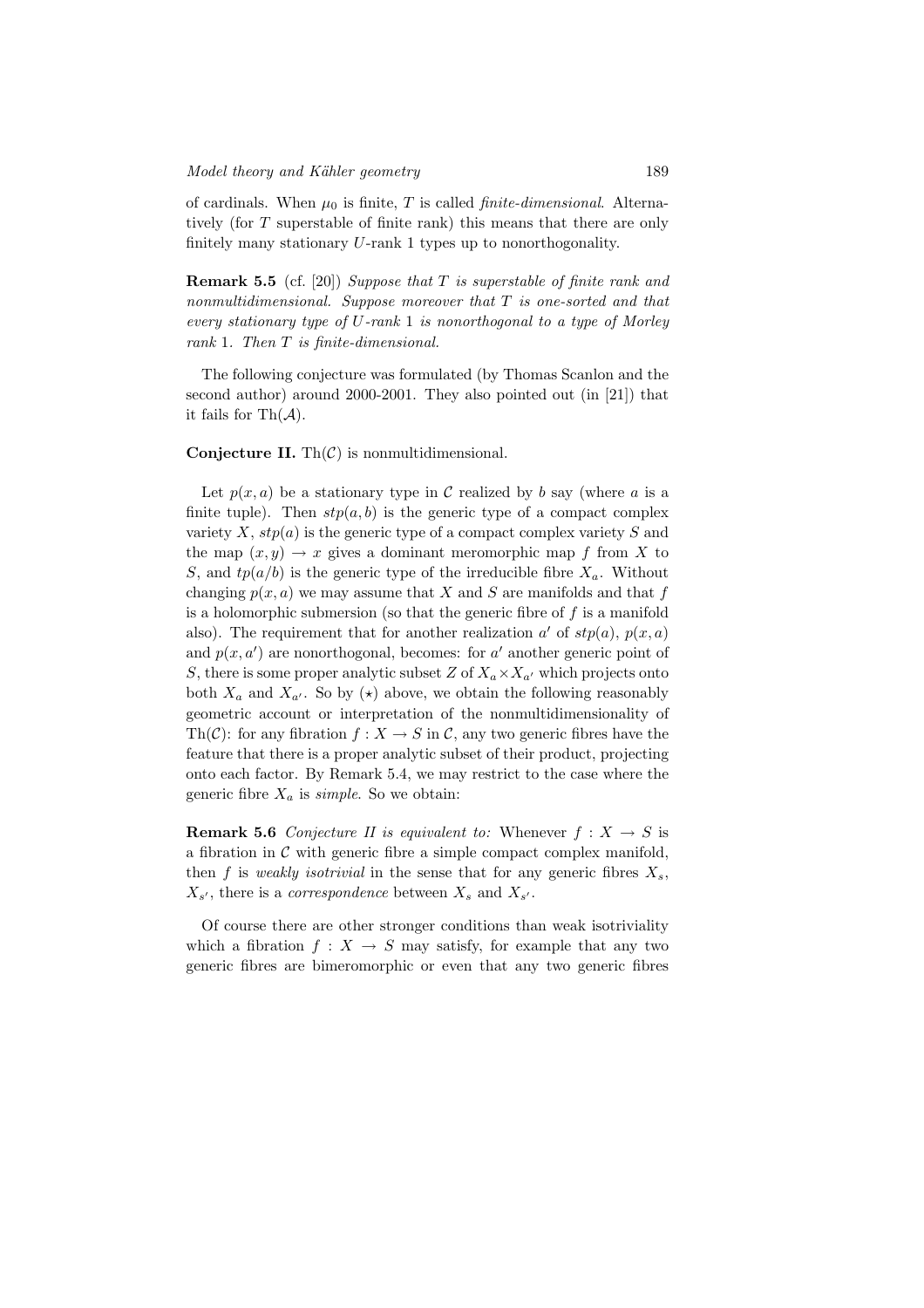of cardinals. When $\mu_0$ is finite, $T$ is called *finite-dimensional*. Alternatively (for $T$ superstable of finite rank) this means that there are only finitely many stationary $U$-rank 1 types up to nonorthogonality.

**Remark 5.5** (cf. [20]) *Suppose that $T$ is superstable of finite rank and nonmultidimensional. Suppose moreover that $T$ is one-sorted and that every stationary type of $U$-rank 1 is nonorthogonal to a type of Morley rank 1. Then $T$ is finite-dimensional.*

The following conjecture was formulated (by Thomas Scanlon and the second author) around 2000-2001. They also pointed out (in [21]) that it fails for $\mathrm{Th}(\mathcal{A})$.

**Conjecture II.** $\mathrm{Th}(\mathcal{C})$ is nonmultidimensional.

Let $p(x, a)$ be a stationary type in $\mathcal{C}$ realized by $b$ say (where $a$ is a finite tuple). Then $stp(a, b)$ is the generic type of a compact complex variety $X$, $stp(a)$ is the generic type of a compact complex variety $S$ and the map $(x, y) \to x$ gives a dominant meromorphic map $f$ from $X$ to $S$, and $tp(a/b)$ is the generic type of the irreducible fibre $X_a$. Without changing $p(x, a)$ we may assume that $X$ and $S$ are manifolds and that $f$ is a holomorphic submersion (so that the generic fibre of $f$ is a manifold also). The requirement that for another realization $a'$ of $stp(a)$, $p(x, a)$ and $p(x, a')$ are nonorthogonal, becomes: for $a'$ another generic point of $S$, there is some proper analytic subset $Z$ of $X_a \times X_{a'}$ which projects onto both $X_a$ and $X_{a'}$. So by $(\star)$ above, we obtain the following reasonably geometric account or interpretation of the nonmultidimensionality of $\mathrm{Th}(\mathcal{C})$: for any fibration $f : X \to S$ in $\mathcal{C}$, any two generic fibres have the feature that there is a proper analytic subset of their product, projecting onto each factor. By Remark 5.4, we may restrict to the case where the generic fibre $X_a$ is *simple*. So we obtain:

**Remark 5.6** *Conjecture II is equivalent to:* Whenever $f : X \to S$ is a fibration in $\mathcal{C}$ with generic fibre a simple compact complex manifold, then $f$ is *weakly isotrivial* in the sense that for any generic fibres $X_s$, $X_{s'}$, there is a *correspondence* between $X_s$ and $X_{s'}$.

Of course there are other stronger conditions than weak isotriviality which a fibration $f : X \to S$ may satisfy, for example that any two generic fibres are bimeromorphic or even that any two generic fibres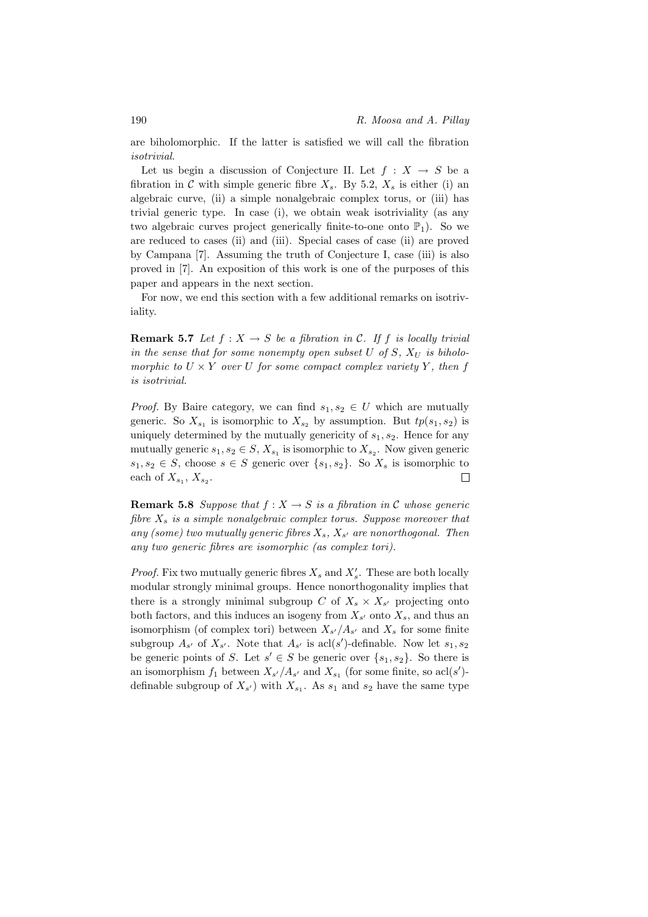are biholomorphic. If the latter is satisfied we will call the fibration *isotrivial*.

Let us begin a discussion of Conjecture II. Let $f : X \to S$ be a fibration in $\mathcal{C}$ with simple generic fibre $X_s$. By 5.2, $X_s$ is either (i) an algebraic curve, (ii) a simple nonalgebraic complex torus, or (iii) has trivial generic type. In case (i), we obtain weak isotriviality (as any two algebraic curves project generically finite-to-one onto $\mathbb{P}_1$). So we are reduced to cases (ii) and (iii). Special cases of case (ii) are proved by Campana [7]. Assuming the truth of Conjecture I, case (iii) is also proved in [7]. An exposition of this work is one of the purposes of this paper and appears in the next section.

For now, we end this section with a few additional remarks on isotriviality.

**Remark 5.7** *Let $f : X \to S$ be a fibration in $\mathcal{C}$. If $f$ is locally trivial in the sense that for some nonempty open subset $U$ of $S$, $X_U$ is biholomorphic to $U \times Y$ over $U$ for some compact complex variety $Y$, then $f$ is isotrivial.*

*Proof.* By Baire category, we can find $s_1, s_2 \in U$ which are mutually generic. So $X_{s_1}$ is isomorphic to $X_{s_2}$ by assumption. But $tp(s_1, s_2)$ is uniquely determined by the mutually genericity of $s_1, s_2$. Hence for any mutually generic $s_1, s_2 \in S$, $X_{s_1}$ is isomorphic to $X_{s_2}$. Now given generic $s_1, s_2 \in S$, choose $s \in S$ generic over $\{s_1, s_2\}$. So $X_s$ is isomorphic to each of $X_{s_1}$, $X_{s_2}$. $\square$

**Remark 5.8** *Suppose that $f : X \to S$ is a fibration in $\mathcal{C}$ whose generic fibre $X_s$ is a simple nonalgebraic complex torus. Suppose moreover that any (some) two mutually generic fibres $X_s$, $X_{s'}$ are nonorthogonal. Then any two generic fibres are isomorphic (as complex tori).*

*Proof.* Fix two mutually generic fibres $X_s$ and $X_s'$. These are both locally modular strongly minimal groups. Hence nonorthogonality implies that there is a strongly minimal subgroup $C$ of $X_s \times X_{s'}$ projecting onto both factors, and this induces an isogeny from $X_{s'}$ onto $X_s$, and thus an isomorphism (of complex tori) between $X_{s'}/A_{s'}$ and $X_s$ for some finite subgroup $A_{s'}$ of $X_{s'}$. Note that $A_{s'}$ is $\mathrm{acl}(s')$-definable. Now let $s_1, s_2$ be generic points of $S$. Let $s' \in S$ be generic over $\{s_1, s_2\}$. So there is an isomorphism $f_1$ between $X_{s'}/A_{s'}$ and $X_{s_1}$ (for some finite, so $\mathrm{acl}(s')$-definable subgroup of $X_{s'}$) with $X_{s_1}$. As $s_1$ and $s_2$ have the same type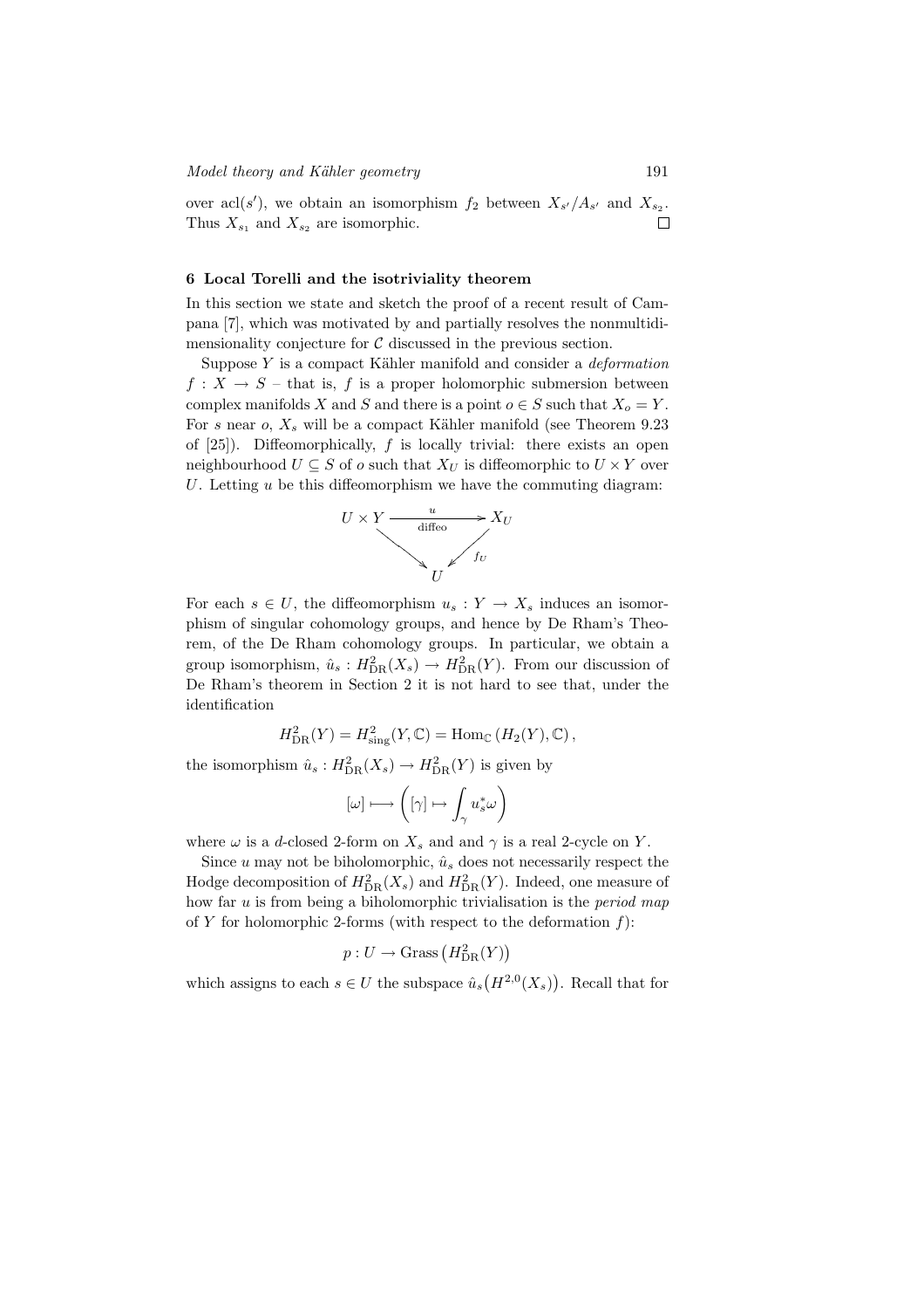over $\mathrm{acl}(s')$, we obtain an isomorphism $f_2$ between $X_{s'}/A_{s'}$ and $X_{s_2}$. Thus $X_{s_1}$ and $X_{s_2}$ are isomorphic. $\square$

## 6 Local Torelli and the isotriviality theorem

In this section we state and sketch the proof of a recent result of Campana [7], which was motivated by and partially resolves the nonmultidimensionality conjecture for $\mathcal{C}$ discussed in the previous section.

Suppose $Y$ is a compact Kähler manifold and consider a *deformation* $f : X \to S$ – that is, $f$ is a proper holomorphic submersion between complex manifolds $X$ and $S$ and there is a point $o \in S$ such that $X_o = Y$. For $s$ near $o$, $X_s$ will be a compact Kähler manifold (see Theorem 9.23 of [25]). Diffeomorphically, $f$ is locally trivial: there exists an open neighbourhood $U \subseteq S$ of $o$ such that $X_U$ is diffeomorphic to $U \times Y$ over $U$. Letting $u$ be this diffeomorphism we have the commuting diagram:

$$
\begin{array}{ccc}
U \times Y & \xrightarrow[\text{diffeo}]{u} & X_U \\
& \searrow \quad \swarrow_{f_U} & \\
& U &
\end{array}
$$

For each $s \in U$, the diffeomorphism $u_s : Y \to X_s$ induces an isomorphism of singular cohomology groups, and hence by De Rham's Theorem, of the De Rham cohomology groups. In particular, we obtain a group isomorphism, $\hat{u}_s : H^2_{\mathrm{DR}}(X_s) \to H^2_{\mathrm{DR}}(Y)$. From our discussion of De Rham's theorem in Section 2 it is not hard to see that, under the identification

$$
H^2_{\mathrm{DR}}(Y) = H^2_{\mathrm{sing}}(Y, \mathbb{C}) = \mathrm{Hom}_{\mathbb{C}}\left(H_2(Y), \mathbb{C}\right),
$$

the isomorphism $\hat{u}_s : H^2_{\mathrm{DR}}(X_s) \to H^2_{\mathrm{DR}}(Y)$ is given by

$$
[\omega] \longmapsto \left( [\gamma] \mapsto \int_\gamma u_s^* \omega \right)
$$

where $\omega$ is a $d$-closed 2-form on $X_s$ and and $\gamma$ is a real 2-cycle on $Y$.

Since $u$ may not be biholomorphic, $\hat{u}_s$ does not necessarily respect the Hodge decomposition of $H^2_{\mathrm{DR}}(X_s)$ and $H^2_{\mathrm{DR}}(Y)$. Indeed, one measure of how far $u$ is from being a biholomorphic trivialisation is the *period map* of $Y$ for holomorphic 2-forms (with respect to the deformation $f$):

$$
p : U \to \mathrm{Grass}\left(H^2_{\mathrm{DR}}(Y)\right)
$$

which assigns to each $s \in U$ the subspace $\hat{u}_s\big(H^{2,0}(X_s)\big)$. Recall that for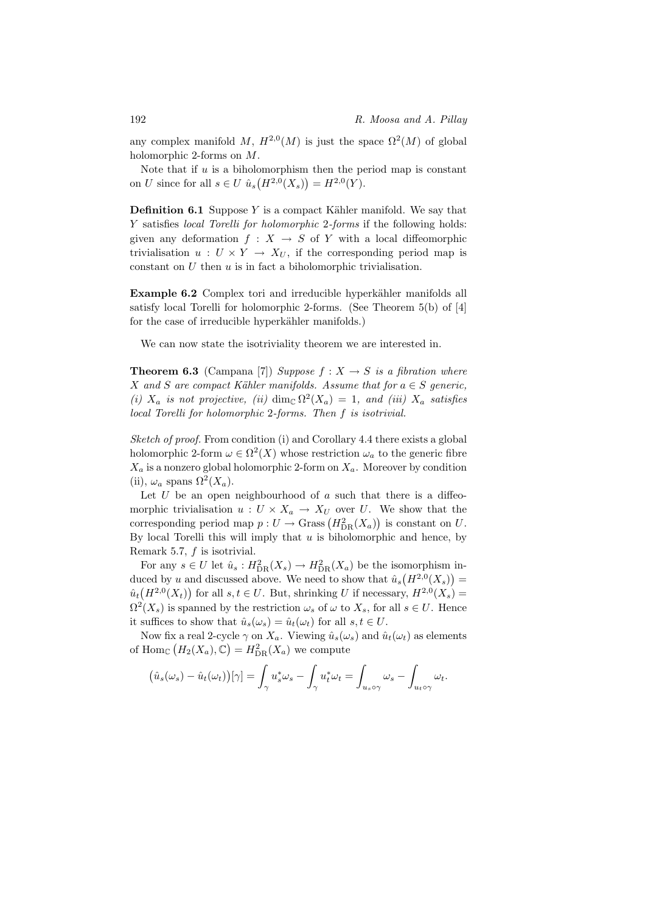any complex manifold $M$, $H^{2,0}(M)$ is just the space $\Omega^2(M)$ of global holomorphic 2-forms on $M$.

Note that if $u$ is a biholomorphism then the period map is constant on $U$ since for all $s \in U$ $\hat{u}_s\big(H^{2,0}(X_s)\big) = H^{2,0}(Y)$.

**Definition 6.1** Suppose $Y$ is a compact Kähler manifold. We say that $Y$ satisfies *local Torelli for holomorphic* 2*-forms* if the following holds: given any deformation $f : X \to S$ of $Y$ with a local diffeomorphic trivialisation $u : U \times Y \to X_U$, if the corresponding period map is constant on $U$ then $u$ is in fact a biholomorphic trivialisation.

**Example 6.2** Complex tori and irreducible hyperkähler manifolds all satisfy local Torelli for holomorphic 2-forms. (See Theorem 5(b) of [4] for the case of irreducible hyperkähler manifolds.)

We can now state the isotriviality theorem we are interested in.

**Theorem 6.3** (Campana [7]) *Suppose $f : X \to S$ is a fibration where $X$ and $S$ are compact Kähler manifolds. Assume that for $a \in S$ generic, (i) $X_a$ is not projective, (ii) $\dim_{\mathbb{C}} \Omega^2(X_a) = 1$, and (iii) $X_a$ satisfies local Torelli for holomorphic* 2*-forms. Then $f$ is isotrivial.*

*Sketch of proof.* From condition (i) and Corollary 4.4 there exists a global holomorphic 2-form $\omega \in \Omega^2(X)$ whose restriction $\omega_a$ to the generic fibre $X_a$ is a nonzero global holomorphic 2-form on $X_a$. Moreover by condition (ii), $\omega_a$ spans $\Omega^2(X_a)$.

Let $U$ be an open neighbourhood of $a$ such that there is a diffeomorphic trivialisation $u : U \times X_a \to X_U$ over $U$. We show that the corresponding period map $p : U \to \operatorname{Grass}\big(H^2_{\mathrm{DR}}(X_a)\big)$ is constant on $U$. By local Torelli this will imply that $u$ is biholomorphic and hence, by Remark 5.7, $f$ is isotrivial.

For any $s \in U$ let $\hat{u}_s : H^2_{\mathrm{DR}}(X_s) \to H^2_{\mathrm{DR}}(X_a)$ be the isomorphism induced by $u$ and discussed above. We need to show that $\hat{u}_s\big(H^{2,0}(X_s)\big) = \hat{u}_t\big(H^{2,0}(X_t)\big)$ for all $s, t \in U$. But, shrinking $U$ if necessary, $H^{2,0}(X_s) = \Omega^2(X_s)$ is spanned by the restriction $\omega_s$ of $\omega$ to $X_s$, for all $s \in U$. Hence it suffices to show that $\hat{u}_s(\omega_s) = \hat{u}_t(\omega_t)$ for all $s, t \in U$.

Now fix a real 2-cycle $\gamma$ on $X_a$. Viewing $\hat{u}_s(\omega_s)$ and $\hat{u}_t(\omega_t)$ as elements of $\operatorname{Hom}_{\mathbb{C}}\big(H_2(X_a), \mathbb{C}\big) = H^2_{\mathrm{DR}}(X_a)$ we compute

$$\big(\hat{u}_s(\omega_s) - \hat{u}_t(\omega_t)\big)[\gamma] = \int_\gamma u_s^*\omega_s - \int_\gamma u_t^*\omega_t = \int_{u_s \circ \gamma} \omega_s - \int_{u_t \circ \gamma} \omega_t.$$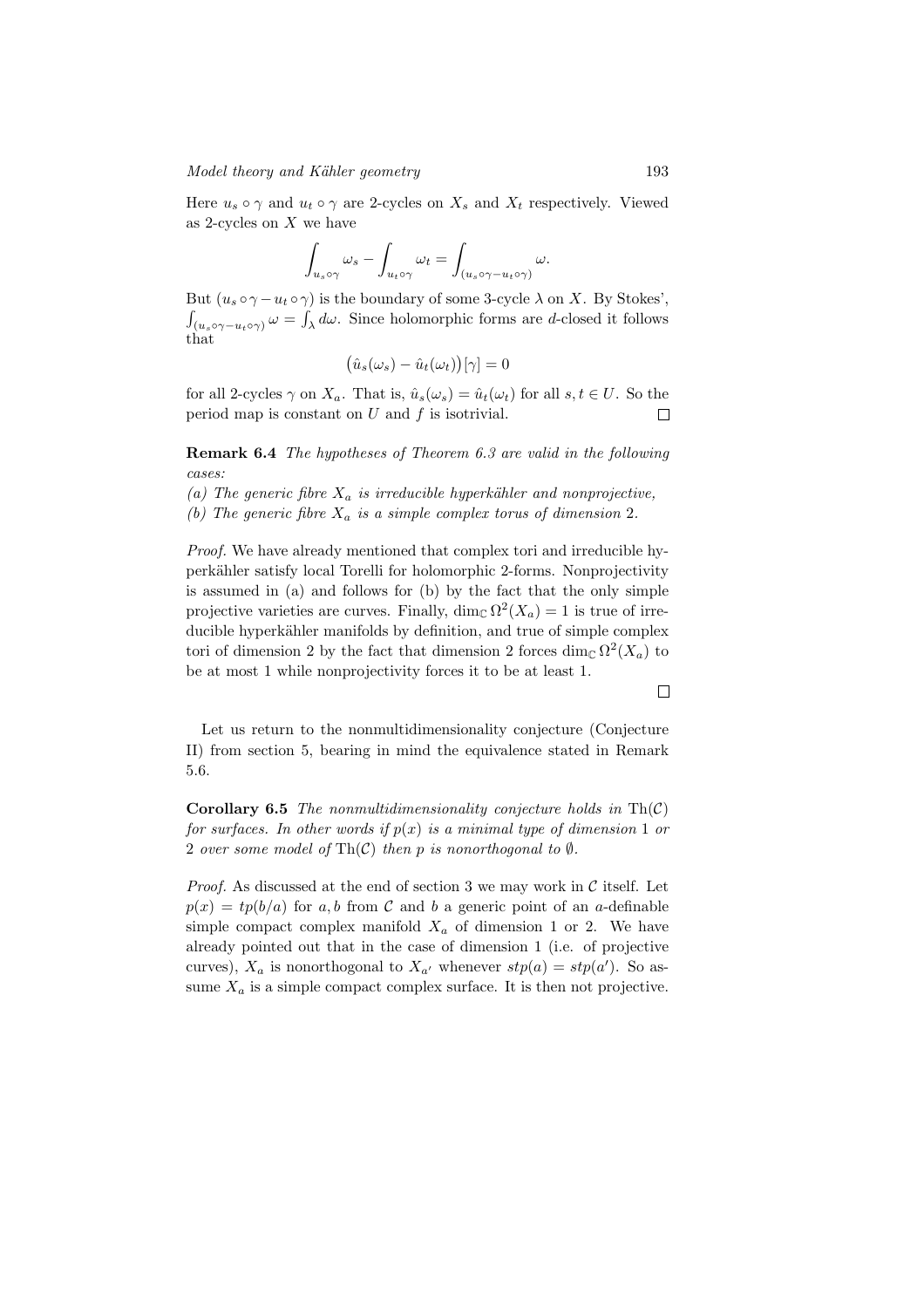Here $u_s \circ \gamma$ and $u_t \circ \gamma$ are 2-cycles on $X_s$ and $X_t$ respectively. Viewed as 2-cycles on $X$ we have

$$\int_{u_s \circ \gamma} \omega_s - \int_{u_t \circ \gamma} \omega_t = \int_{(u_s \circ \gamma - u_t \circ \gamma)} \omega.$$

But $(u_s \circ \gamma - u_t \circ \gamma)$ is the boundary of some 3-cycle $\lambda$ on $X$. By Stokes', $\int_{(u_s \circ \gamma - u_t \circ \gamma)} \omega = \int_\lambda d\omega$. Since holomorphic forms are $d$-closed it follows that

$$\big(\hat{u}_s(\omega_s) - \hat{u}_t(\omega_t)\big)[\gamma] = 0$$

for all 2-cycles $\gamma$ on $X_a$. That is, $\hat{u}_s(\omega_s) = \hat{u}_t(\omega_t)$ for all $s, t \in U$. So the period map is constant on $U$ and $f$ is isotrivial. $\square$

**Remark 6.4** *The hypotheses of Theorem 6.3 are valid in the following cases:*
*(a) The generic fibre $X_a$ is irreducible hyperkähler and nonprojective,*
*(b) The generic fibre $X_a$ is a simple complex torus of dimension 2.*

*Proof.* We have already mentioned that complex tori and irreducible hyperkähler satisfy local Torelli for holomorphic 2-forms. Nonprojectivity is assumed in (a) and follows for (b) by the fact that the only simple projective varieties are curves. Finally, $\dim_{\mathbb{C}} \Omega^2(X_a) = 1$ is true of irreducible hyperkähler manifolds by definition, and true of simple complex tori of dimension 2 by the fact that dimension 2 forces $\dim_{\mathbb{C}} \Omega^2(X_a)$ to be at most 1 while nonprojectivity forces it to be at least 1. $\square$

Let us return to the nonmultidimensionality conjecture (Conjecture II) from section 5, bearing in mind the equivalence stated in Remark 5.6.

**Corollary 6.5** *The nonmultidimensionality conjecture holds in $\mathrm{Th}(\mathcal{C})$ for surfaces. In other words if $p(x)$ is a minimal type of dimension 1 or 2 over some model of $\mathrm{Th}(\mathcal{C})$ then $p$ is nonorthogonal to $\emptyset$.*

*Proof.* As discussed at the end of section 3 we may work in $\mathcal{C}$ itself. Let $p(x) = tp(b/a)$ for $a, b$ from $\mathcal{C}$ and $b$ a generic point of an $a$-definable simple compact complex manifold $X_a$ of dimension 1 or 2. We have already pointed out that in the case of dimension 1 (i.e. of projective curves), $X_a$ is nonorthogonal to $X_{a'}$ whenever $stp(a) = stp(a')$. So assume $X_a$ is a simple compact complex surface. It is then not projective.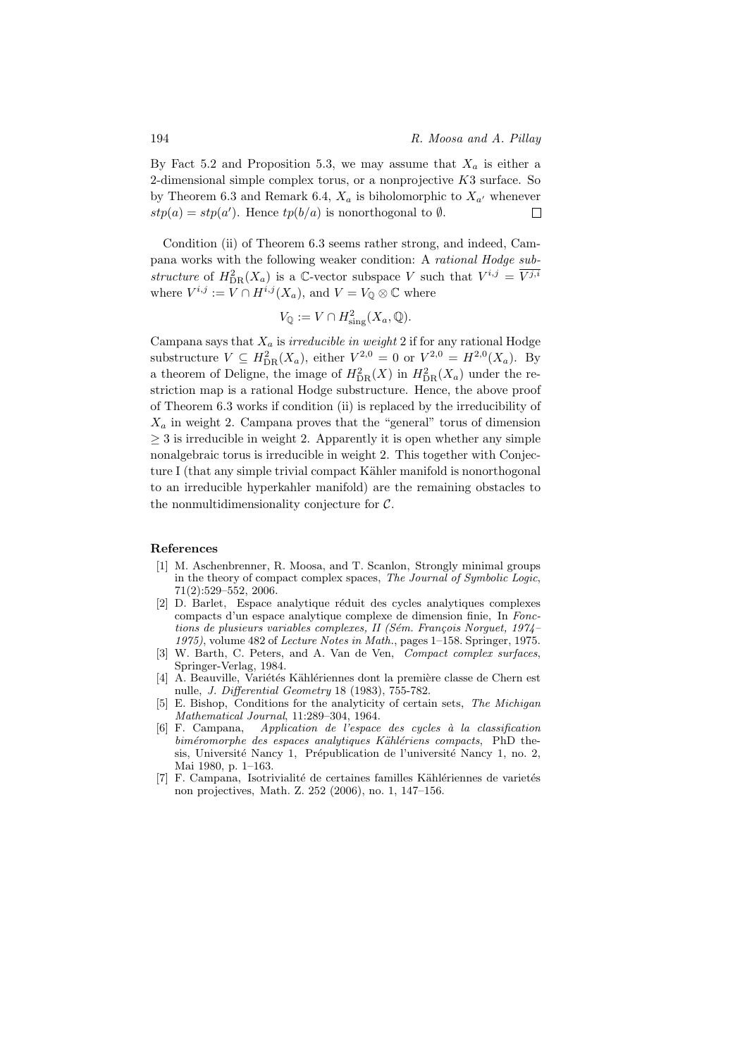By Fact 5.2 and Proposition 5.3, we may assume that $X_a$ is either a 2-dimensional simple complex torus, or a nonprojective $K3$ surface. So by Theorem 6.3 and Remark 6.4, $X_a$ is biholomorphic to $X_{a'}$ whenever $stp(a) = stp(a')$. Hence $tp(b/a)$ is nonorthogonal to $\emptyset$. $\square$

Condition (ii) of Theorem 6.3 seems rather strong, and indeed, Campana works with the following weaker condition: A *rational Hodge substructure* of $H^2_{\mathrm{DR}}(X_a)$ is a $\mathbb{C}$-vector subspace $V$ such that $V^{i,j} = \overline{V^{j,i}}$ where $V^{i,j} := V \cap H^{i,j}(X_a)$, and $V = V_{\mathbb{Q}} \otimes \mathbb{C}$ where

$$V_{\mathbb{Q}} := V \cap H^2_{\mathrm{sing}}(X_a, \mathbb{Q}).$$

Campana says that $X_a$ is *irreducible in weight* 2 if for any rational Hodge substructure $V \subseteq H^2_{\mathrm{DR}}(X_a)$, either $V^{2,0} = 0$ or $V^{2,0} = H^{2,0}(X_a)$. By a theorem of Deligne, the image of $H^2_{\mathrm{DR}}(X)$ in $H^2_{\mathrm{DR}}(X_a)$ under the restriction map is a rational Hodge substructure. Hence, the above proof of Theorem 6.3 works if condition (ii) is replaced by the irreducibility of $X_a$ in weight 2. Campana proves that the "general" torus of dimension $\geq 3$ is irreducible in weight 2. Apparently it is open whether any simple nonalgebraic torus is irreducible in weight 2. This together with Conjecture I (that any simple trivial compact Kähler manifold is nonorthogonal to an irreducible hyperkahler manifold) are the remaining obstacles to the nonmultidimensionality conjecture for $\mathcal{C}$.

## References

[1] M. Aschenbrenner, R. Moosa, and T. Scanlon, Strongly minimal groups in the theory of compact complex spaces, *The Journal of Symbolic Logic*, 71(2):529–552, 2006.

[2] D. Barlet, Espace analytique réduit des cycles analytiques complexes compacts d'un espace analytique complexe de dimension finie, In *Fonctions de plusieurs variables complexes, II (Sém. François Norguet, 1974–1975)*, volume 482 of *Lecture Notes in Math.*, pages 1–158. Springer, 1975.

[3] W. Barth, C. Peters, and A. Van de Ven, *Compact complex surfaces*, Springer-Verlag, 1984.

[4] A. Beauville, Variétés Kähleriennes dont la première classe de Chern est nulle, *J. Differential Geometry* 18 (1983), 755-782.

[5] E. Bishop, Conditions for the analyticity of certain sets, *The Michigan Mathematical Journal*, 11:289–304, 1964.

[6] F. Campana, *Application de l'espace des cycles à la classification biméromorphe des espaces analytiques Kählériens compacts*, PhD thesis, Université Nancy 1, Prépublication de l'université Nancy 1, no. 2, Mai 1980, p. 1–163.

[7] F. Campana, Isotrivialité de certaines familles Kählériennes de varietés non projectives, Math. Z. 252 (2006), no. 1, 147–156.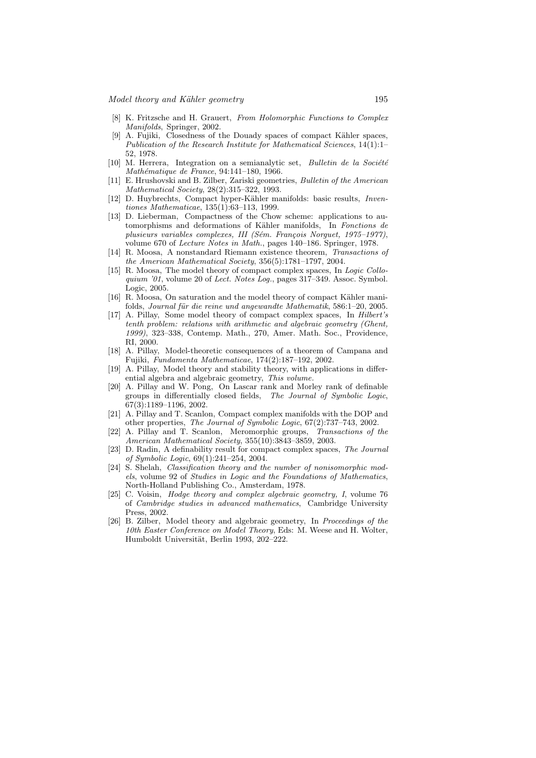[8] K. Fritzsche and H. Grauert, *From Holomorphic Functions to Complex Manifolds*, Springer, 2002.

[9] A. Fujiki, Closedness of the Douady spaces of compact Kähler spaces, *Publication of the Research Institute for Mathematical Sciences*, 14(1):1–52, 1978.

[10] M. Herrera, Integration on a semianalytic set, *Bulletin de la Société Mathématique de France*, 94:141–180, 1966.

[11] E. Hrushovski and B. Zilber, Zariski geometries, *Bulletin of the American Mathematical Society*, 28(2):315–322, 1993.

[12] D. Huybrechts, Compact hyper-Kähler manifolds: basic results, *Inventiones Mathematicae*, 135(1):63–113, 1999.

[13] D. Lieberman, Compactness of the Chow scheme: applications to automorphisms and deformations of Kähler manifolds, In *Fonctions de plusieurs variables complexes, III (Sém. François Norguet, 1975–1977)*, volume 670 of *Lecture Notes in Math.*, pages 140–186. Springer, 1978.

[14] R. Moosa, A nonstandard Riemann existence theorem, *Transactions of the American Mathematical Society*, 356(5):1781–1797, 2004.

[15] R. Moosa, The model theory of compact complex spaces, In *Logic Colloquium '01*, volume 20 of *Lect. Notes Log.*, pages 317–349. Assoc. Symbol. Logic, 2005.

[16] R. Moosa, On saturation and the model theory of compact Kähler manifolds, *Journal für die reine und angewandte Mathematik*, 586:1–20, 2005.

[17] A. Pillay, Some model theory of compact complex spaces, In *Hilbert's tenth problem: relations with arithmetic and algebraic geometry (Ghent, 1999)*, 323–338, Contemp. Math., 270, Amer. Math. Soc., Providence, RI, 2000.

[18] A. Pillay, Model-theoretic consequences of a theorem of Campana and Fujiki, *Fundamenta Mathematicae*, 174(2):187–192, 2002.

[19] A. Pillay, Model theory and stability theory, with applications in differential algebra and algebraic geometry, *This volume.*

[20] A. Pillay and W. Pong, On Lascar rank and Morley rank of definable groups in differentially closed fields, *The Journal of Symbolic Logic*, 67(3):1189–1196, 2002.

[21] A. Pillay and T. Scanlon, Compact complex manifolds with the DOP and other properties, *The Journal of Symbolic Logic*, 67(2):737–743, 2002.

[22] A. Pillay and T. Scanlon, Meromorphic groups, *Transactions of the American Mathematical Society*, 355(10):3843–3859, 2003.

[23] D. Radin, A definability result for compact complex spaces, *The Journal of Symbolic Logic*, 69(1):241–254, 2004.

[24] S. Shelah, *Classification theory and the number of nonisomorphic models*, volume 92 of *Studies in Logic and the Foundations of Mathematics*, North-Holland Publishing Co., Amsterdam, 1978.

[25] C. Voisin, *Hodge theory and complex algebraic geometry, I*, volume 76 of *Cambridge studies in advanced mathematics*, Cambridge University Press, 2002.

[26] B. Zilber, Model theory and algebraic geometry, In *Proceedings of the 10th Easter Conference on Model Theory*, Eds: M. Weese and H. Wolter, Humboldt Universität, Berlin 1993, 202–222.